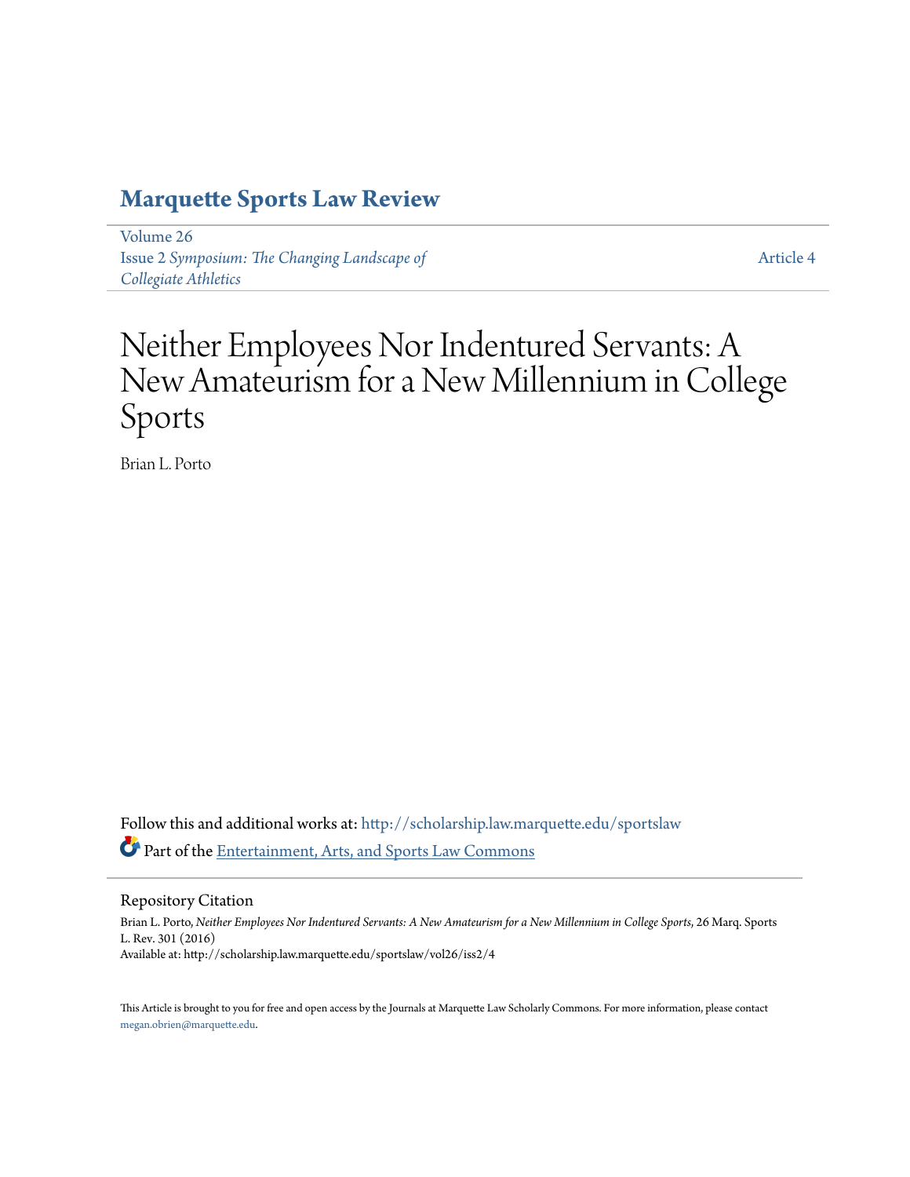# Marquette Sports Law Review

Volume 26
Issue 2 *Symposium: The Changing Landscape of Collegiate Athletics*

Article 4

# Neither Employees Nor Indentured Servants: A New Amateurism for a New Millennium in College Sports

Brian L. Porto

Follow this and additional works at: http://scholarship.law.marquette.edu/sportslaw

Part of the Entertainment, Arts, and Sports Law Commons

Repository Citation

Brian L. Porto, *Neither Employees Nor Indentured Servants: A New Amateurism for a New Millennium in College Sports*, 26 Marq. Sports L. Rev. 301 (2016)
Available at: http://scholarship.law.marquette.edu/sportslaw/vol26/iss2/4

This Article is brought to you for free and open access by the Journals at Marquette Law Scholarly Commons. For more information, please contact megan.obrien@marquette.edu.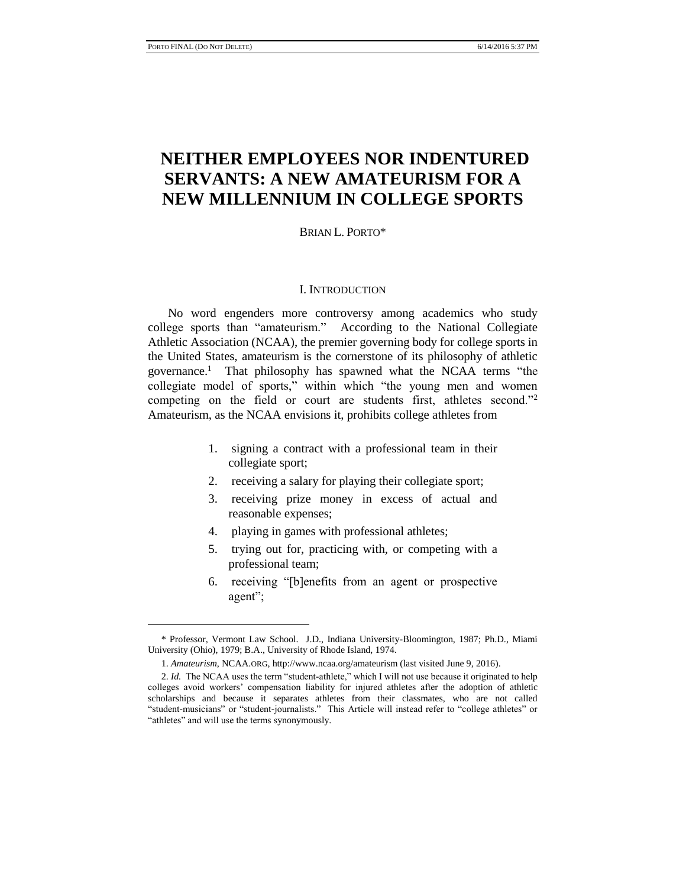# NEITHER EMPLOYEES NOR INDENTURED SERVANTS: A NEW AMATEURISM FOR A NEW MILLENNIUM IN COLLEGE SPORTS

BRIAN L. PORTO*

## I. INTRODUCTION

No word engenders more controversy among academics who study college sports than "amateurism." According to the National Collegiate Athletic Association (NCAA), the premier governing body for college sports in the United States, amateurism is the cornerstone of its philosophy of athletic governance.[1] That philosophy has spawned what the NCAA terms "the collegiate model of sports," within which "the young men and women competing on the field or court are students first, athletes second."[2] Amateurism, as the NCAA envisions it, prohibits college athletes from

1. signing a contract with a professional team in their collegiate sport;
2. receiving a salary for playing their collegiate sport;
3. receiving prize money in excess of actual and reasonable expenses;
4. playing in games with professional athletes;
5. trying out for, practicing with, or competing with a professional team;
6. receiving "[b]enefits from an agent or prospective agent";

---

\* Professor, Vermont Law School. J.D., Indiana University-Bloomington, 1987; Ph.D., Miami University (Ohio), 1979; B.A., University of Rhode Island, 1974.

1. *Amateurism*, NCAA.ORG, http://www.ncaa.org/amateurism (last visited June 9, 2016).

2. *Id.* The NCAA uses the term "student-athlete," which I will not use because it originated to help colleges avoid workers' compensation liability for injured athletes after the adoption of athletic scholarships and because it separates athletes from their classmates, who are not called "student-musicians" or "student-journalists." This Article will instead refer to "college athletes" or "athletes" and will use the terms synonymously.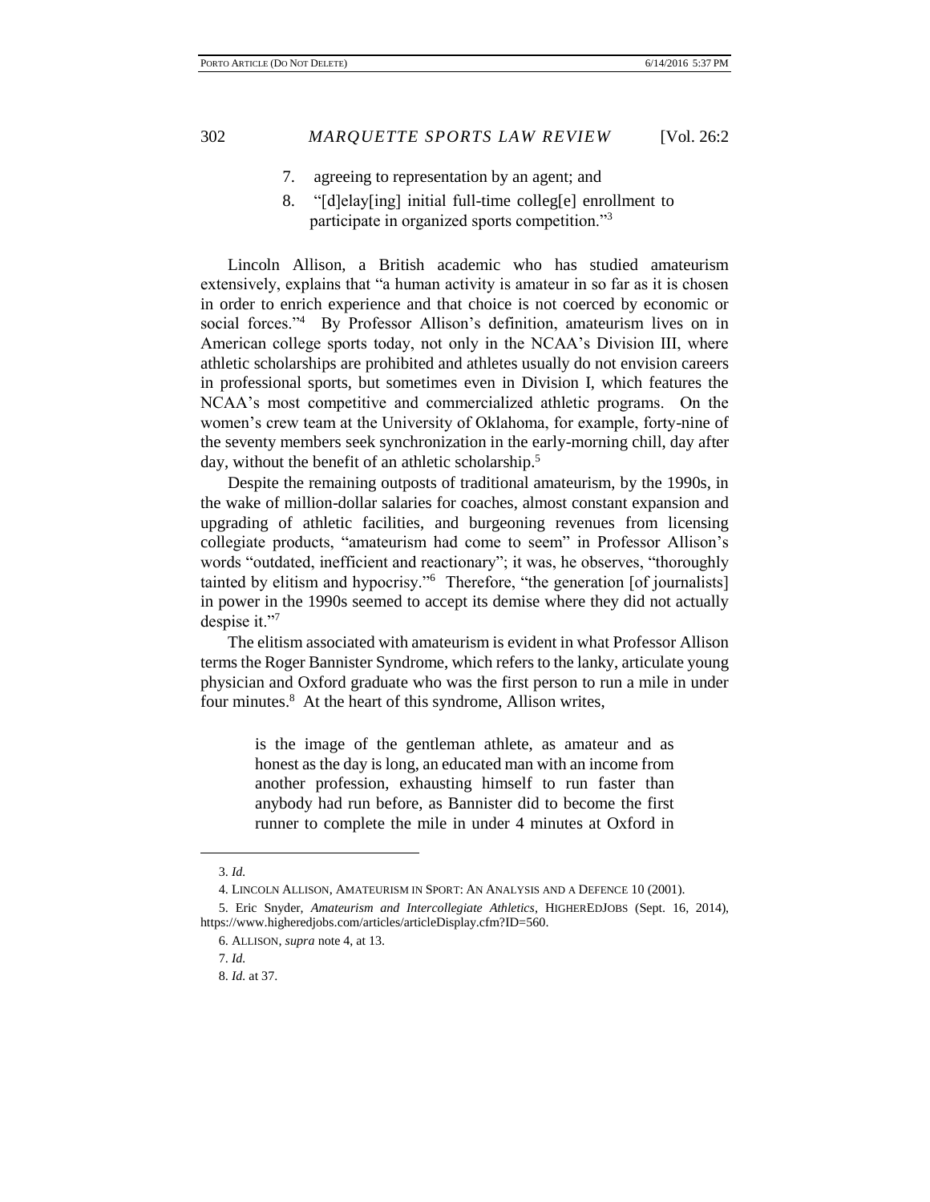7. agreeing to representation by an agent; and
8. "[d]elay[ing] initial full-time colleg[e] enrollment to participate in organized sports competition."[3]

Lincoln Allison, a British academic who has studied amateurism extensively, explains that "a human activity is amateur in so far as it is chosen in order to enrich experience and that choice is not coerced by economic or social forces."[4] By Professor Allison's definition, amateurism lives on in American college sports today, not only in the NCAA's Division III, where athletic scholarships are prohibited and athletes usually do not envision careers in professional sports, but sometimes even in Division I, which features the NCAA's most competitive and commercialized athletic programs. On the women's crew team at the University of Oklahoma, for example, forty-nine of the seventy members seek synchronization in the early-morning chill, day after day, without the benefit of an athletic scholarship.[5]

Despite the remaining outposts of traditional amateurism, by the 1990s, in the wake of million-dollar salaries for coaches, almost constant expansion and upgrading of athletic facilities, and burgeoning revenues from licensing collegiate products, "amateurism had come to seem" in Professor Allison's words "outdated, inefficient and reactionary"; it was, he observes, "thoroughly tainted by elitism and hypocrisy."[6] Therefore, "the generation [of journalists] in power in the 1990s seemed to accept its demise where they did not actually despise it."[7]

The elitism associated with amateurism is evident in what Professor Allison terms the Roger Bannister Syndrome, which refers to the lanky, articulate young physician and Oxford graduate who was the first person to run a mile in under four minutes.[8] At the heart of this syndrome, Allison writes,

> is the image of the gentleman athlete, as amateur and as honest as the day is long, an educated man with an income from another profession, exhausting himself to run faster than anybody had run before, as Bannister did to become the first runner to complete the mile in under 4 minutes at Oxford in

---

3. *Id.*

4. LINCOLN ALLISON, AMATEURISM IN SPORT: AN ANALYSIS AND A DEFENCE 10 (2001).

5. Eric Snyder, *Amateurism and Intercollegiate Athletics*, HIGHEREDJOBS (Sept. 16, 2014), https://www.higheredjobs.com/articles/articleDisplay.cfm?ID=560.

6. ALLISON, *supra* note 4, at 13.

7. *Id.*

8. *Id.* at 37.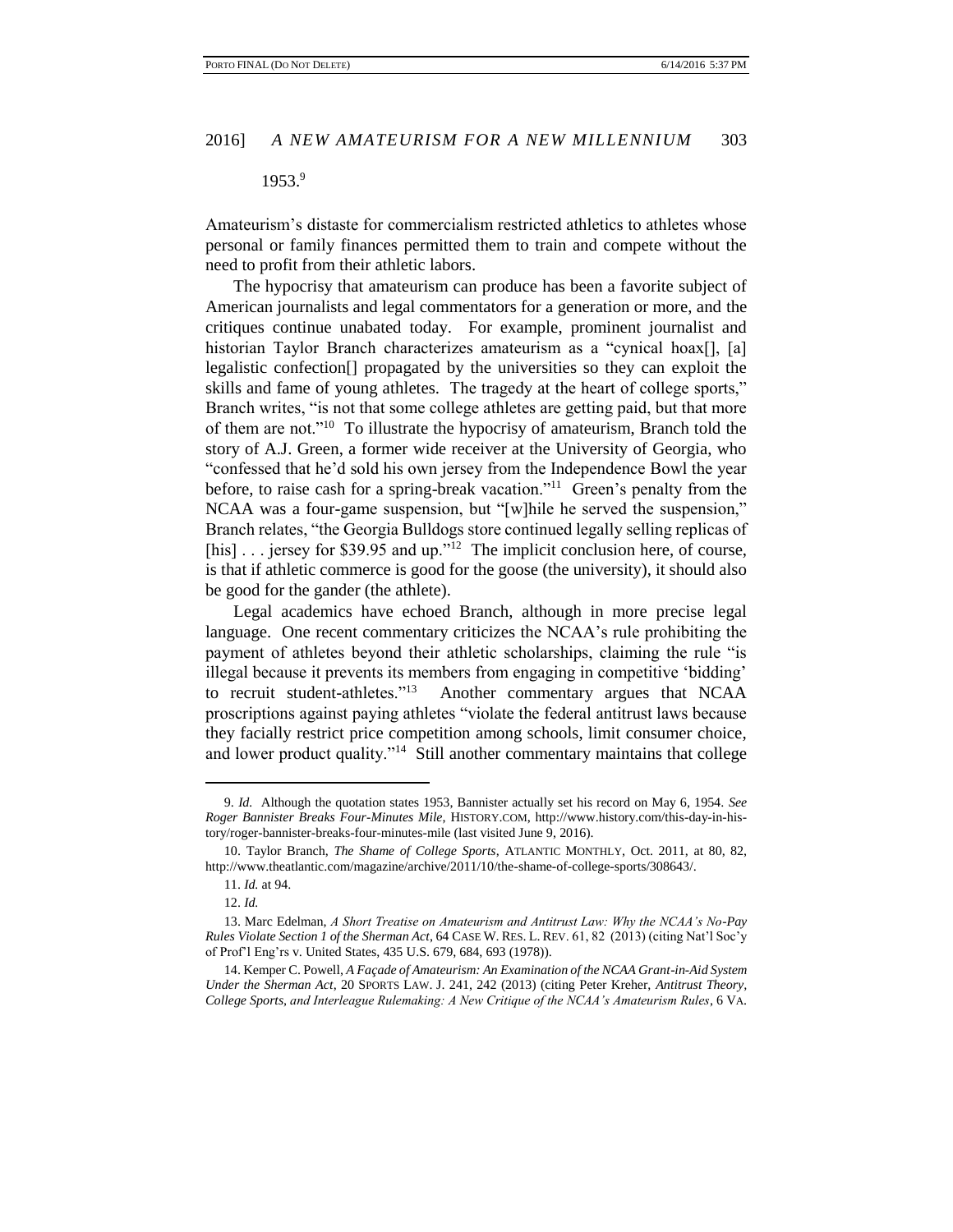1953.[9]

Amateurism's distaste for commercialism restricted athletics to athletes whose personal or family finances permitted them to train and compete without the need to profit from their athletic labors.

The hypocrisy that amateurism can produce has been a favorite subject of American journalists and legal commentators for a generation or more, and the critiques continue unabated today. For example, prominent journalist and historian Taylor Branch characterizes amateurism as a "cynical hoax[], [a] legalistic confection[] propagated by the universities so they can exploit the skills and fame of young athletes. The tragedy at the heart of college sports," Branch writes, "is not that some college athletes are getting paid, but that more of them are not."[10] To illustrate the hypocrisy of amateurism, Branch told the story of A.J. Green, a former wide receiver at the University of Georgia, who "confessed that he'd sold his own jersey from the Independence Bowl the year before, to raise cash for a spring-break vacation."[11] Green's penalty from the NCAA was a four-game suspension, but "[w]hile he served the suspension," Branch relates, "the Georgia Bulldogs store continued legally selling replicas of [his] . . . jersey for $39.95 and up."[12] The implicit conclusion here, of course, is that if athletic commerce is good for the goose (the university), it should also be good for the gander (the athlete).

Legal academics have echoed Branch, although in more precise legal language. One recent commentary criticizes the NCAA's rule prohibiting the payment of athletes beyond their athletic scholarships, claiming the rule "is illegal because it prevents its members from engaging in competitive 'bidding' to recruit student-athletes."[13] Another commentary argues that NCAA proscriptions against paying athletes "violate the federal antitrust laws because they facially restrict price competition among schools, limit consumer choice, and lower product quality."[14] Still another commentary maintains that college

---

9. *Id.* Although the quotation states 1953, Bannister actually set his record on May 6, 1954. *See Roger Bannister Breaks Four-Minutes Mile*, HISTORY.COM, http://www.history.com/this-day-in-history/roger-bannister-breaks-four-minutes-mile (last visited June 9, 2016).

10. Taylor Branch, *The Shame of College Sports*, ATLANTIC MONTHLY, Oct. 2011, at 80, 82, http://www.theatlantic.com/magazine/archive/2011/10/the-shame-of-college-sports/308643/.

11. *Id.* at 94.

12. *Id.*

13. Marc Edelman, *A Short Treatise on Amateurism and Antitrust Law: Why the NCAA's No-Pay Rules Violate Section 1 of the Sherman Act*, 64 CASE W. RES. L. REV. 61, 82 (2013) (citing Nat'l Soc'y of Prof'l Eng'rs v. United States, 435 U.S. 679, 684, 693 (1978)).

14. Kemper C. Powell, *A Façade of Amateurism: An Examination of the NCAA Grant-in-Aid System Under the Sherman Act*, 20 SPORTS LAW. J. 241, 242 (2013) (citing Peter Kreher, *Antitrust Theory, College Sports, and Interleague Rulemaking: A New Critique of the NCAA's Amateurism Rules*, 6 VA.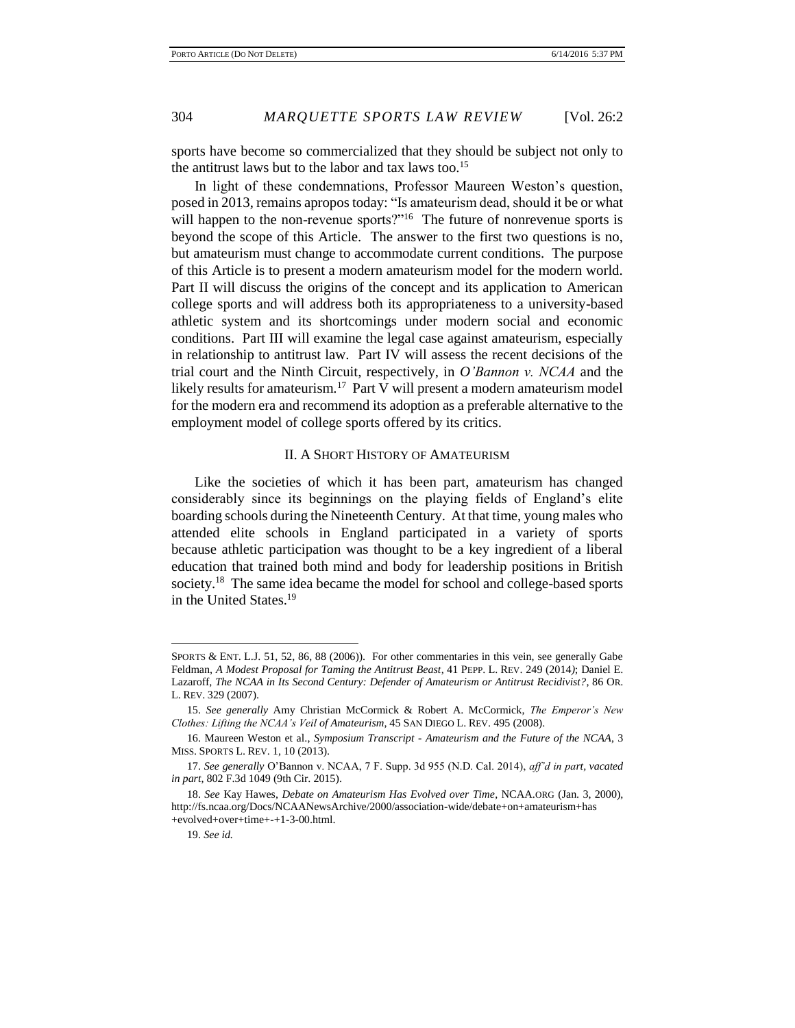sports have become so commercialized that they should be subject not only to the antitrust laws but to the labor and tax laws too.[15]

In light of these condemnations, Professor Maureen Weston's question, posed in 2013, remains apropos today: "Is amateurism dead, should it be or what will happen to the non-revenue sports?"[16] The future of nonrevenue sports is beyond the scope of this Article. The answer to the first two questions is no, but amateurism must change to accommodate current conditions. The purpose of this Article is to present a modern amateurism model for the modern world. Part II will discuss the origins of the concept and its application to American college sports and will address both its appropriateness to a university-based athletic system and its shortcomings under modern social and economic conditions. Part III will examine the legal case against amateurism, especially in relationship to antitrust law. Part IV will assess the recent decisions of the trial court and the Ninth Circuit, respectively, in *O'Bannon v. NCAA* and the likely results for amateurism.[17] Part V will present a modern amateurism model for the modern era and recommend its adoption as a preferable alternative to the employment model of college sports offered by its critics.

## II. A SHORT HISTORY OF AMATEURISM

Like the societies of which it has been part, amateurism has changed considerably since its beginnings on the playing fields of England's elite boarding schools during the Nineteenth Century. At that time, young males who attended elite schools in England participated in a variety of sports because athletic participation was thought to be a key ingredient of a liberal education that trained both mind and body for leadership positions in British society.[18] The same idea became the model for school and college-based sports in the United States.[19]

---

SPORTS & ENT. L.J. 51, 52, 86, 88 (2006)). For other commentaries in this vein, see generally Gabe Feldman, *A Modest Proposal for Taming the Antitrust Beast*, 41 PEPP. L. REV. 249 (2014); Daniel E. Lazaroff, *The NCAA in Its Second Century: Defender of Amateurism or Antitrust Recidivist?*, 86 OR. L. REV. 329 (2007).

15. *See generally* Amy Christian McCormick & Robert A. McCormick, *The Emperor's New Clothes: Lifting the NCAA's Veil of Amateurism*, 45 SAN DIEGO L. REV. 495 (2008).

16. Maureen Weston et al., *Symposium Transcript - Amateurism and the Future of the NCAA*, 3 MISS. SPORTS L. REV. 1, 10 (2013).

17. *See generally* O'Bannon v. NCAA, 7 F. Supp. 3d 955 (N.D. Cal. 2014), *aff'd in part, vacated in part*, 802 F.3d 1049 (9th Cir. 2015).

18. *See* Kay Hawes, *Debate on Amateurism Has Evolved over Time*, NCAA.ORG (Jan. 3, 2000), http://fs.ncaa.org/Docs/NCAANewsArchive/2000/association-wide/debate+on+amateurism+has+evolved+over+time+-+1-3-00.html.

19. *See id.*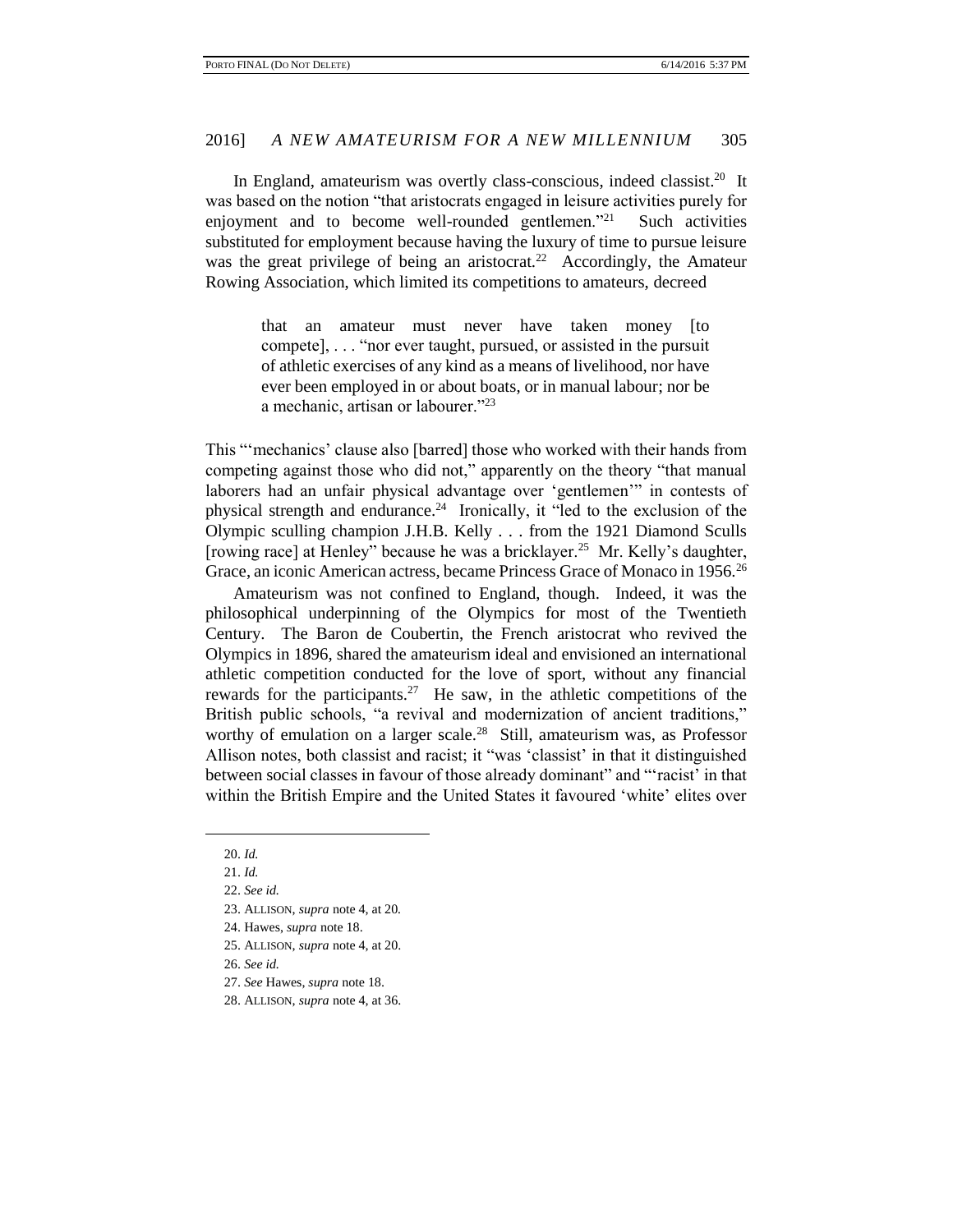In England, amateurism was overtly class-conscious, indeed classist.[20] It was based on the notion "that aristocrats engaged in leisure activities purely for enjoyment and to become well-rounded gentlemen."[21] Such activities substituted for employment because having the luxury of time to pursue leisure was the great privilege of being an aristocrat.[22] Accordingly, the Amateur Rowing Association, which limited its competitions to amateurs, decreed

> that an amateur must never have taken money [to compete], . . . "nor ever taught, pursued, or assisted in the pursuit of athletic exercises of any kind as a means of livelihood, nor have ever been employed in or about boats, or in manual labour; nor be a mechanic, artisan or labourer."[23]

This "'mechanics' clause also [barred] those who worked with their hands from competing against those who did not," apparently on the theory "that manual laborers had an unfair physical advantage over 'gentlemen'" in contests of physical strength and endurance.[24] Ironically, it "led to the exclusion of the Olympic sculling champion J.H.B. Kelly . . . from the 1921 Diamond Sculls [rowing race] at Henley" because he was a bricklayer.[25] Mr. Kelly's daughter, Grace, an iconic American actress, became Princess Grace of Monaco in 1956.[26]

Amateurism was not confined to England, though. Indeed, it was the philosophical underpinning of the Olympics for most of the Twentieth Century. The Baron de Coubertin, the French aristocrat who revived the Olympics in 1896, shared the amateurism ideal and envisioned an international athletic competition conducted for the love of sport, without any financial rewards for the participants.[27] He saw, in the athletic competitions of the British public schools, "a revival and modernization of ancient traditions," worthy of emulation on a larger scale.[28] Still, amateurism was, as Professor Allison notes, both classist and racist; it "was 'classist' in that it distinguished between social classes in favour of those already dominant" and "'racist' in that within the British Empire and the United States it favoured 'white' elites over

---

20. *Id.*
21. *Id.*
22. *See id.*
23. ALLISON, *supra* note 4, at 20.
24. Hawes, *supra* note 18.
25. ALLISON, *supra* note 4, at 20.
26. *See id.*
27. *See* Hawes, *supra* note 18.
28. ALLISON, *supra* note 4, at 36.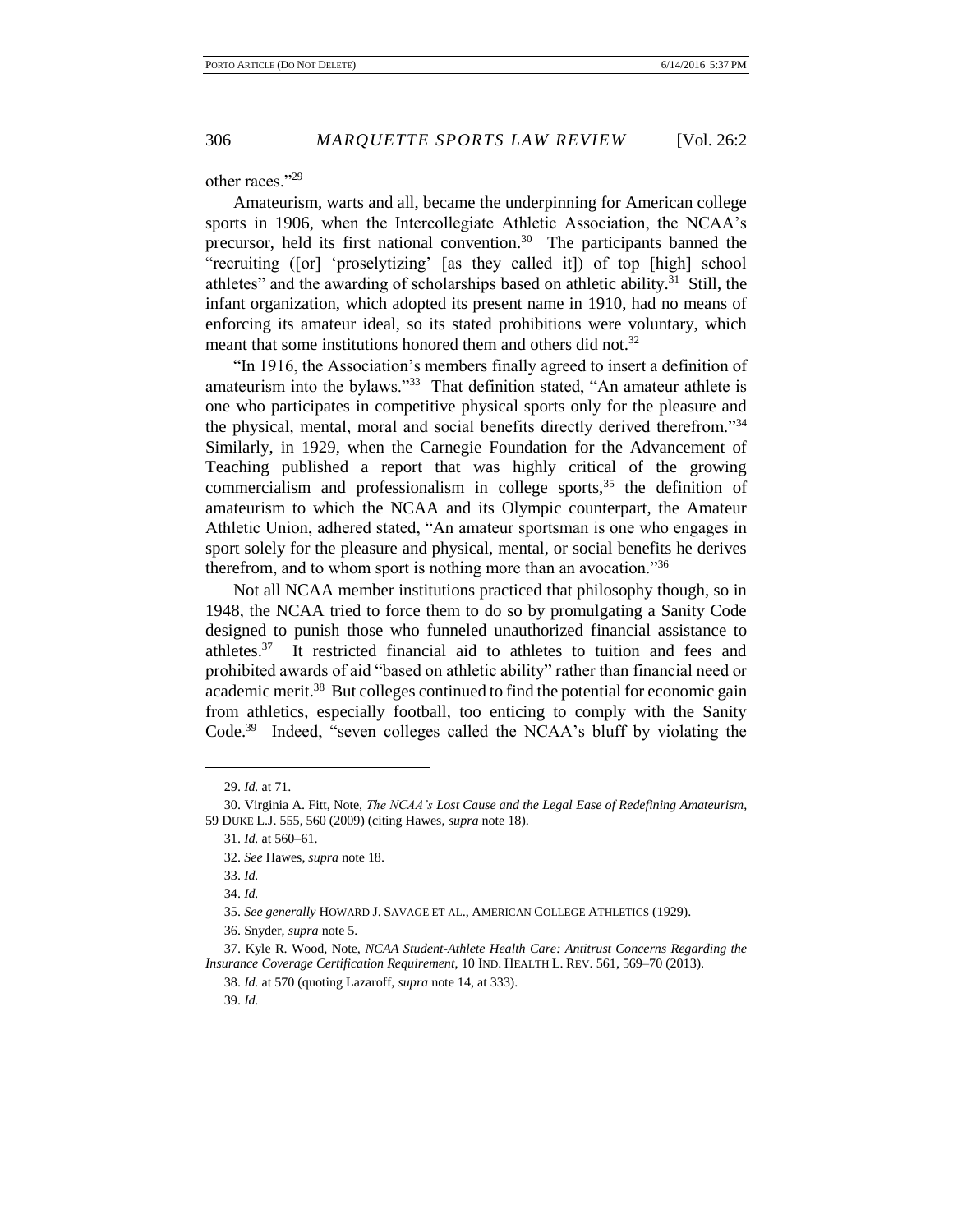other races."[29]

Amateurism, warts and all, became the underpinning for American college sports in 1906, when the Intercollegiate Athletic Association, the NCAA's precursor, held its first national convention.[30] The participants banned the "recruiting ([or] 'proselytizing' [as they called it]) of top [high] school athletes" and the awarding of scholarships based on athletic ability.[31] Still, the infant organization, which adopted its present name in 1910, had no means of enforcing its amateur ideal, so its stated prohibitions were voluntary, which meant that some institutions honored them and others did not.[32]

"In 1916, the Association's members finally agreed to insert a definition of amateurism into the bylaws."[33] That definition stated, "An amateur athlete is one who participates in competitive physical sports only for the pleasure and the physical, mental, moral and social benefits directly derived therefrom."[34] Similarly, in 1929, when the Carnegie Foundation for the Advancement of Teaching published a report that was highly critical of the growing commercialism and professionalism in college sports,[35] the definition of amateurism to which the NCAA and its Olympic counterpart, the Amateur Athletic Union, adhered stated, "An amateur sportsman is one who engages in sport solely for the pleasure and physical, mental, or social benefits he derives therefrom, and to whom sport is nothing more than an avocation."[36]

Not all NCAA member institutions practiced that philosophy though, so in 1948, the NCAA tried to force them to do so by promulgating a Sanity Code designed to punish those who funneled unauthorized financial assistance to athletes.[37] It restricted financial aid to athletes to tuition and fees and prohibited awards of aid "based on athletic ability" rather than financial need or academic merit.[38] But colleges continued to find the potential for economic gain from athletics, especially football, too enticing to comply with the Sanity Code.[39] Indeed, "seven colleges called the NCAA's bluff by violating the

---

29. *Id.* at 71.

30. Virginia A. Fitt, Note, *The NCAA's Lost Cause and the Legal Ease of Redefining Amateurism*, 59 DUKE L.J. 555, 560 (2009) (citing Hawes, *supra* note 18).

31. *Id.* at 560–61.

32. *See* Hawes, *supra* note 18.

33. *Id.*

34. *Id.*

35. *See generally* HOWARD J. SAVAGE ET AL., AMERICAN COLLEGE ATHLETICS (1929).

36. Snyder, *supra* note 5.

37. Kyle R. Wood, *NCAA Student-Athlete Health Care: Antitrust Concerns Regarding the Insurance Coverage Certification Requirement*, 10 IND. HEALTH L. REV. 561, 569–70 (2013).

38. *Id.* at 570 (quoting Lazaroff, *supra* note 14, at 333).

39. *Id.*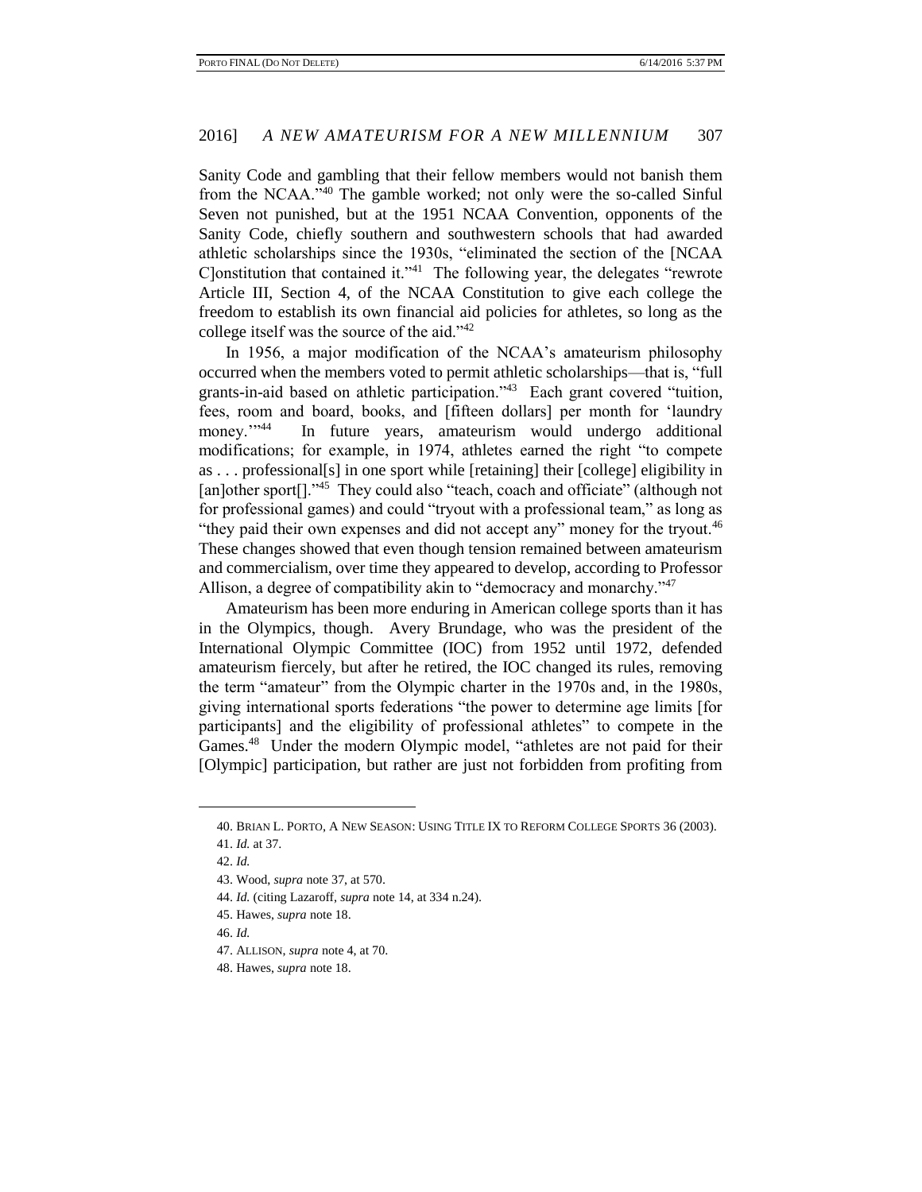Sanity Code and gambling that their fellow members would not banish them from the NCAA."[40] The gamble worked; not only were the so-called Sinful Seven not punished, but at the 1951 NCAA Convention, opponents of the Sanity Code, chiefly southern and southwestern schools that had awarded athletic scholarships since the 1930s, "eliminated the section of the [NCAA C]onstitution that contained it."[41] The following year, the delegates "rewrote Article III, Section 4, of the NCAA Constitution to give each college the freedom to establish its own financial aid policies for athletes, so long as the college itself was the source of the aid."[42]

In 1956, a major modification of the NCAA's amateurism philosophy occurred when the members voted to permit athletic scholarships—that is, "full grants-in-aid based on athletic participation."[43] Each grant covered "tuition, fees, room and board, books, and [fifteen dollars] per month for 'laundry money.'"[44] In future years, amateurism would undergo additional modifications; for example, in 1974, athletes earned the right "to compete as . . . professional[s] in one sport while [retaining] their [college] eligibility in [an]other sport[]."[45] They could also "teach, coach and officiate" (although not for professional games) and could "tryout with a professional team," as long as "they paid their own expenses and did not accept any" money for the tryout.[46] These changes showed that even though tension remained between amateurism and commercialism, over time they appeared to develop, according to Professor Allison, a degree of compatibility akin to "democracy and monarchy."[47]

Amateurism has been more enduring in American college sports than it has in the Olympics, though. Avery Brundage, who was the president of the International Olympic Committee (IOC) from 1952 until 1972, defended amateurism fiercely, but after he retired, the IOC changed its rules, removing the term "amateur" from the Olympic charter in the 1970s and, in the 1980s, giving international sports federations "the power to determine age limits [for participants] and the eligibility of professional athletes" to compete in the Games.[48] Under the modern Olympic model, "athletes are not paid for their [Olympic] participation, but rather are just not forbidden from profiting from

---

40. BRIAN L. PORTO, A NEW SEASON: USING TITLE IX TO REFORM COLLEGE SPORTS 36 (2003).

41. *Id.* at 37.

42. *Id.*

43. Wood, *supra* note 37, at 570.

44. *Id.* (citing Lazaroff, *supra* note 14, at 334 n.24).

45. Hawes, *supra* note 18.

46. *Id.*

47. ALLISON, *supra* note 4, at 70.

48. Hawes, *supra* note 18.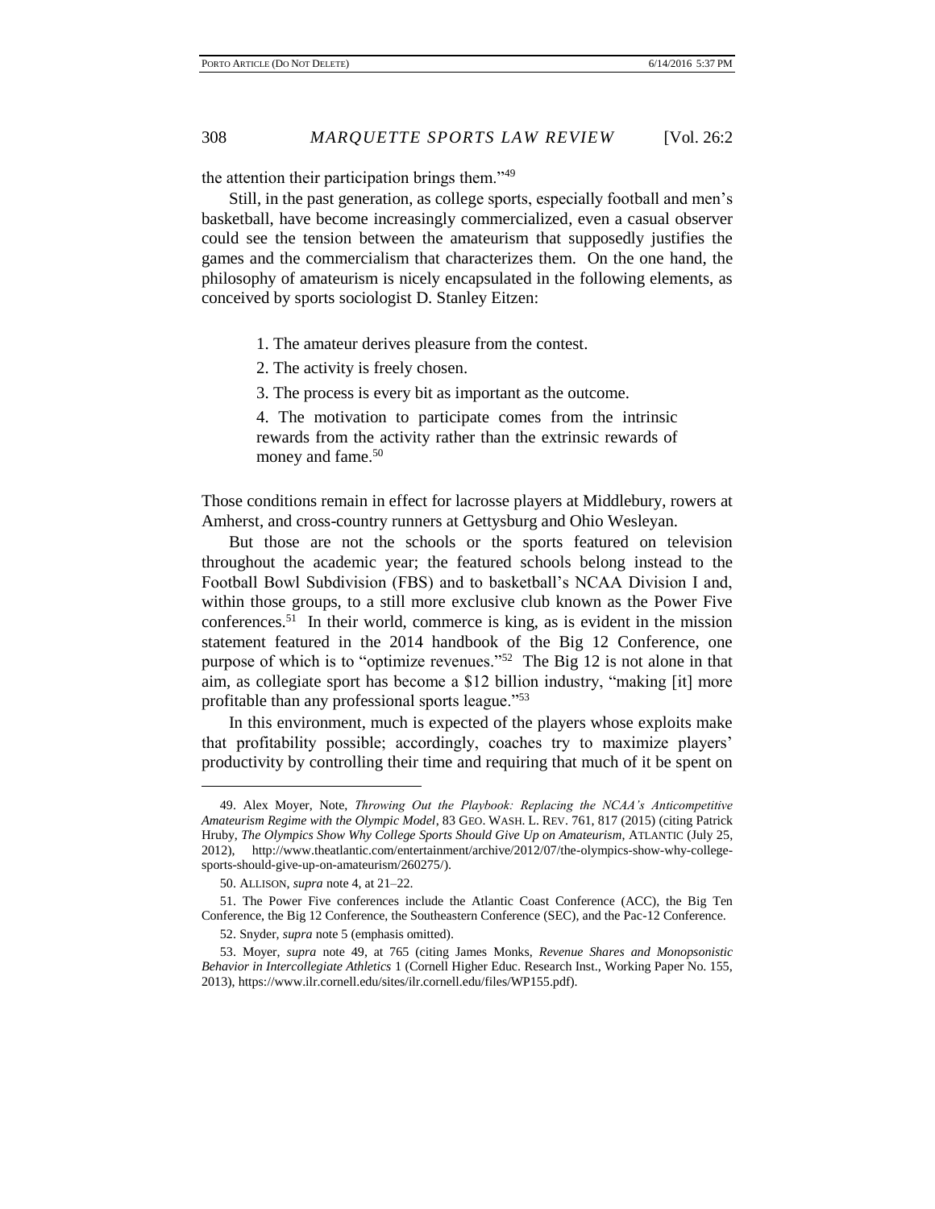the attention their participation brings them."[49]

Still, in the past generation, as college sports, especially football and men's basketball, have become increasingly commercialized, even a casual observer could see the tension between the amateurism that supposedly justifies the games and the commercialism that characterizes them. On the one hand, the philosophy of amateurism is nicely encapsulated in the following elements, as conceived by sports sociologist D. Stanley Eitzen:

> 1. The amateur derives pleasure from the contest.
>
> 2. The activity is freely chosen.
>
> 3. The process is every bit as important as the outcome.
>
> 4. The motivation to participate comes from the intrinsic rewards from the activity rather than the extrinsic rewards of money and fame.[50]

Those conditions remain in effect for lacrosse players at Middlebury, rowers at Amherst, and cross-country runners at Gettysburg and Ohio Wesleyan.

But those are not the schools or the sports featured on television throughout the academic year; the featured schools belong instead to the Football Bowl Subdivision (FBS) and to basketball's NCAA Division I and, within those groups, to a still more exclusive club known as the Power Five conferences.[51] In their world, commerce is king, as is evident in the mission statement featured in the 2014 handbook of the Big 12 Conference, one purpose of which is to "optimize revenues."[52] The Big 12 is not alone in that aim, as collegiate sport has become a $12 billion industry, "making [it] more profitable than any professional sports league."[53]

In this environment, much is expected of the players whose exploits make that profitability possible; accordingly, coaches try to maximize players' productivity by controlling their time and requiring that much of it be spent on

---

49. Alex Moyer, Note, *Throwing Out the Playbook: Replacing the NCAA's Anticompetitive Amateurism Regime with the Olympic Model*, 83 GEO. WASH. L. REV. 761, 817 (2015) (citing Patrick Hruby, *The Olympics Show Why College Sports Should Give Up on Amateurism*, ATLANTIC (July 25, 2012), http://www.theatlantic.com/entertainment/archive/2012/07/the-olympics-show-why-college-sports-should-give-up-on-amateurism/260275/).

50. ALLISON, *supra* note 4, at 21–22.

51. The Power Five conferences include the Atlantic Coast Conference (ACC), the Big Ten Conference, the Big 12 Conference, the Southeastern Conference (SEC), and the Pac-12 Conference.

52. Snyder, *supra* note 5 (emphasis omitted).

53. Moyer, *supra* note 49, at 765 (citing James Monks, *Revenue Shares and Monopsonistic Behavior in Intercollegiate Athletics* 1 (Cornell Higher Educ. Research Inst., Working Paper No. 155, 2013), https://www.ilr.cornell.edu/sites/ilr.cornell.edu/files/WP155.pdf).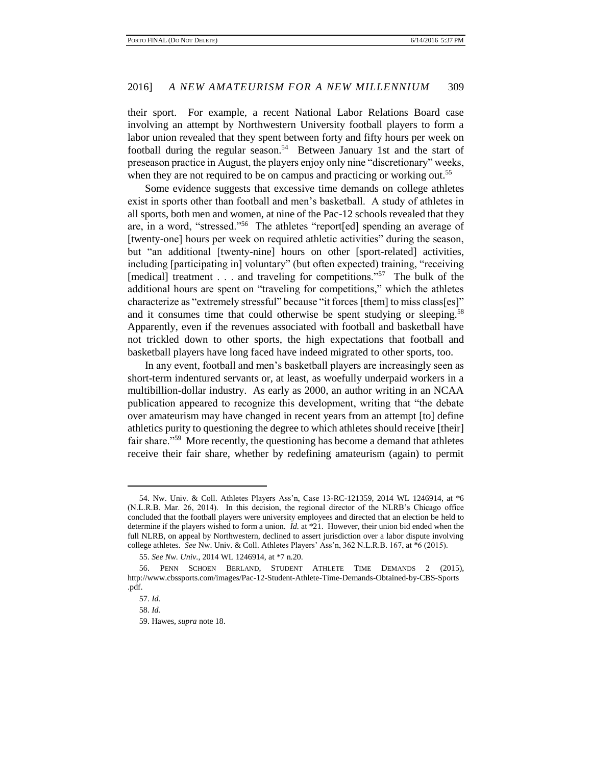their sport. For example, a recent National Labor Relations Board case involving an attempt by Northwestern University football players to form a labor union revealed that they spent between forty and fifty hours per week on football during the regular season.[54] Between January 1st and the start of preseason practice in August, the players enjoy only nine "discretionary" weeks, when they are not required to be on campus and practicing or working out.[55]

Some evidence suggests that excessive time demands on college athletes exist in sports other than football and men's basketball. A study of athletes in all sports, both men and women, at nine of the Pac-12 schools revealed that they are, in a word, "stressed."[56] The athletes "report[ed] spending an average of [twenty-one] hours per week on required athletic activities" during the season, but "an additional [twenty-nine] hours on other [sport-related] activities, including [participating in] voluntary" (but often expected) training, "receiving [medical] treatment . . . and traveling for competitions."[57] The bulk of the additional hours are spent on "traveling for competitions," which the athletes characterize as "extremely stressful" because "it forces [them] to miss class[es]" and it consumes time that could otherwise be spent studying or sleeping.[58] Apparently, even if the revenues associated with football and basketball have not trickled down to other sports, the high expectations that football and basketball players have long faced have indeed migrated to other sports, too.

In any event, football and men's basketball players are increasingly seen as short-term indentured servants or, at least, as woefully underpaid workers in a multibillion-dollar industry. As early as 2000, an author writing in an NCAA publication appeared to recognize this development, writing that "the debate over amateurism may have changed in recent years from an attempt [to] define athletics purity to questioning the degree to which athletes should receive [their] fair share."[59] More recently, the questioning has become a demand that athletes receive their fair share, whether by redefining amateurism (again) to permit

---

54. Nw. Univ. & Coll. Athletes Players Ass'n, Case 13-RC-121359, 2014 WL 1246914, at *6 (N.L.R.B. Mar. 26, 2014). In this decision, the regional director of the NLRB's Chicago office concluded that the football players were university employees and directed that an election be held to determine if the players wished to form a union. *Id.* at *21. However, their union bid ended when the full NLRB, on appeal by Northwestern, declined to assert jurisdiction over a labor dispute involving college athletes. *See* Nw. Univ. & Coll. Athletes Players' Ass'n, 362 N.L.R.B. 167, at *6 (2015).

55. *See Nw. Univ.*, 2014 WL 1246914, at *7 n.20.

56. PENN SCHOEN BERLAND, STUDENT ATHLETE TIME DEMANDS 2 (2015), http://www.cbssports.com/images/Pac-12-Student-Athlete-Time-Demands-Obtained-by-CBS-Sports.pdf.

57. *Id.*

58. *Id.*

59. Hawes, *supra* note 18.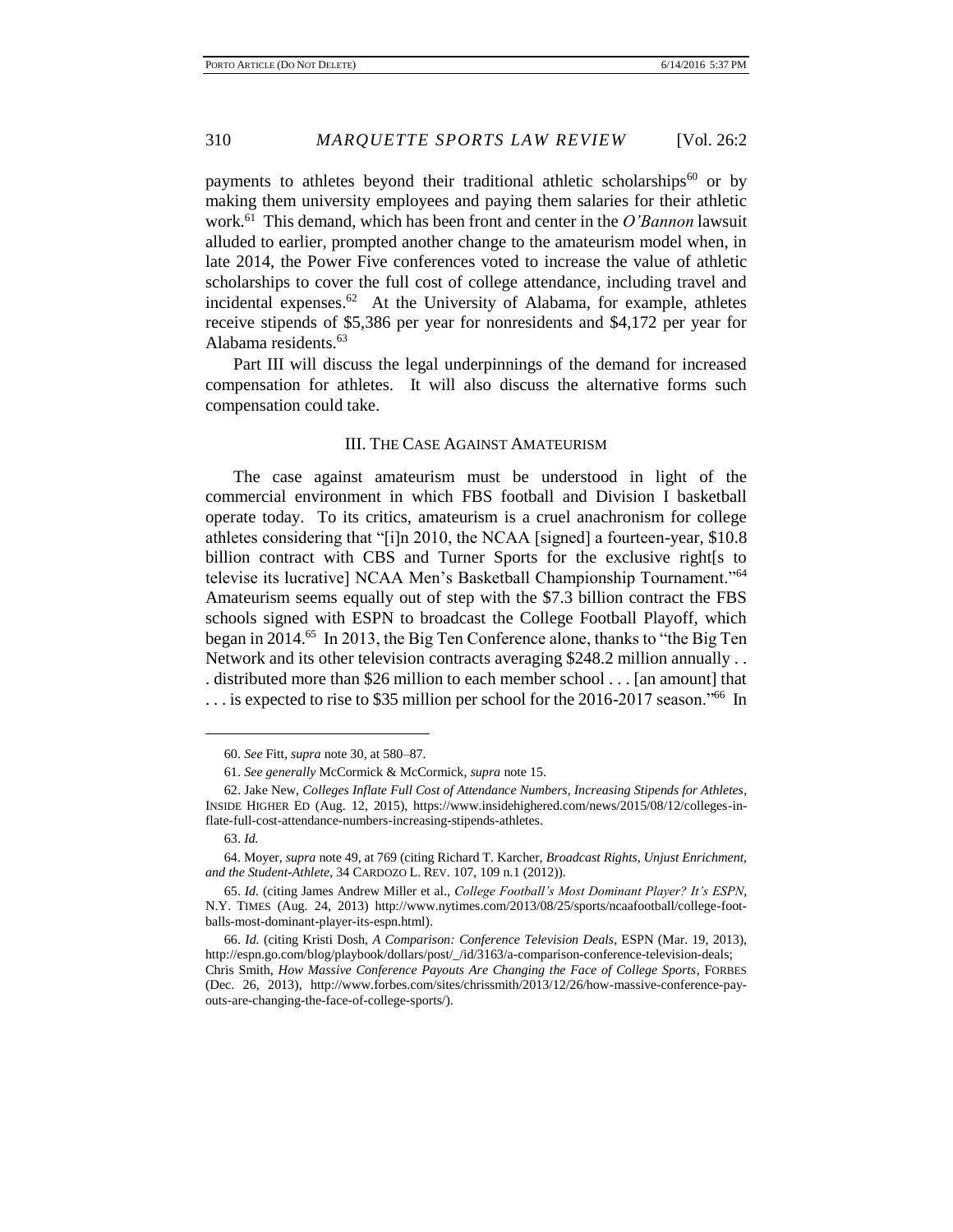payments to athletes beyond their traditional athletic scholarships[60] or by making them university employees and paying them salaries for their athletic work.[61] This demand, which has been front and center in the *O'Bannon* lawsuit alluded to earlier, prompted another change to the amateurism model when, in late 2014, the Power Five conferences voted to increase the value of athletic scholarships to cover the full cost of college attendance, including travel and incidental expenses.[62] At the University of Alabama, for example, athletes receive stipends of $5,386 per year for nonresidents and $4,172 per year for Alabama residents.[63]

Part III will discuss the legal underpinnings of the demand for increased compensation for athletes. It will also discuss the alternative forms such compensation could take.

## III. The Case Against Amateurism

The case against amateurism must be understood in light of the commercial environment in which FBS football and Division I basketball operate today. To its critics, amateurism is a cruel anachronism for college athletes considering that "[i]n 2010, the NCAA [signed] a fourteen-year, $10.8 billion contract with CBS and Turner Sports for the exclusive right[s to televise its lucrative] NCAA Men's Basketball Championship Tournament."[64] Amateurism seems equally out of step with the $7.3 billion contract the FBS schools signed with ESPN to broadcast the College Football Playoff, which began in 2014.[65] In 2013, the Big Ten Conference alone, thanks to "the Big Ten Network and its other television contracts averaging $248.2 million annually . . . distributed more than $26 million to each member school . . . [an amount] that . . . is expected to rise to $35 million per school for the 2016-2017 season."[66] In

---

60. *See* Fitt, *supra* note 30, at 580–87.

61. *See generally* McCormick & McCormick, *supra* note 15.

62. Jake New, *Colleges Inflate Full Cost of Attendance Numbers, Increasing Stipends for Athletes*, INSIDE HIGHER ED (Aug. 12, 2015), https://www.insidehighered.com/news/2015/08/12/colleges-inflate-full-cost-attendance-numbers-increasing-stipends-athletes.

63. *Id.*

64. Moyer, *supra* note 49, at 769 (citing Richard T. Karcher, *Broadcast Rights, Unjust Enrichment, and the Student-Athlete*, 34 CARDOZO L. REV. 107, 109 n.1 (2012)).

65. *Id.* (citing James Andrew Miller et al., *College Football's Most Dominant Player? It's ESPN*, N.Y. TIMES (Aug. 24, 2013) http://www.nytimes.com/2013/08/25/sports/ncaafootball/college-footballs-most-dominant-player-its-espn.html).

66. *Id.* (citing Kristi Dosh, *A Comparison: Conference Television Deals*, ESPN (Mar. 19, 2013), http://espn.go.com/blog/playbook/dollars/post/_/id/3163/a-comparison-conference-television-deals; Chris Smith, *How Massive Conference Payouts Are Changing the Face of College Sports*, FORBES (Dec. 26, 2013), http://www.forbes.com/sites/chrissmith/2013/12/26/how-massive-conference-payouts-are-changing-the-face-of-college-sports/).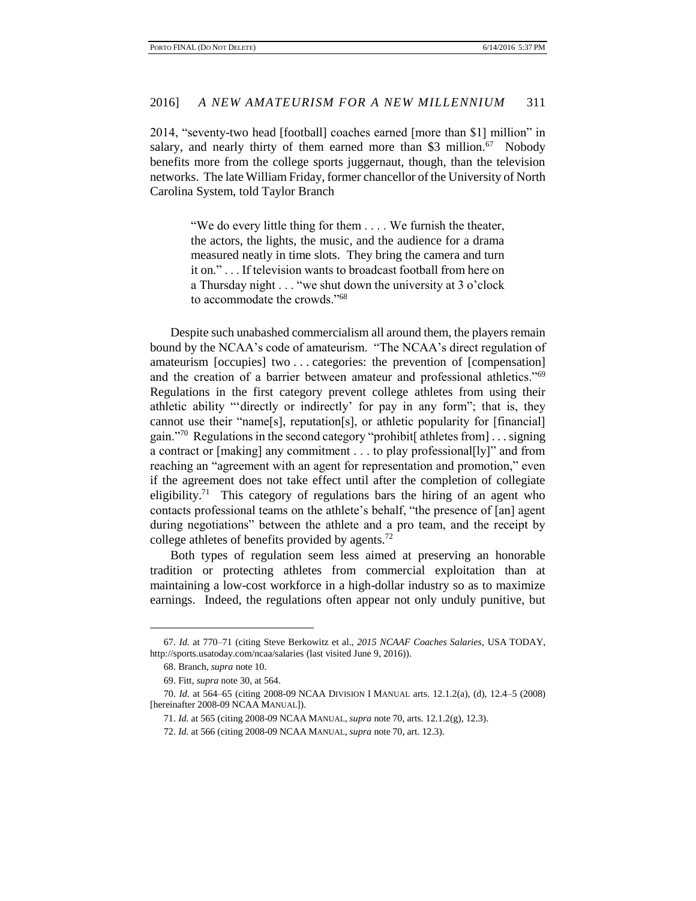2014, "seventy-two head [football] coaches earned [more than $1] million" in salary, and nearly thirty of them earned more than $3 million.[67] Nobody benefits more from the college sports juggernaut, though, than the television networks. The late William Friday, former chancellor of the University of North Carolina System, told Taylor Branch

> "We do every little thing for them . . . . We furnish the theater, the actors, the lights, the music, and the audience for a drama measured neatly in time slots. They bring the camera and turn it on." . . . If television wants to broadcast football from here on a Thursday night . . . "we shut down the university at 3 o'clock to accommodate the crowds."[68]

Despite such unabashed commercialism all around them, the players remain bound by the NCAA's code of amateurism. "The NCAA's direct regulation of amateurism [occupies] two . . . categories: the prevention of [compensation] and the creation of a barrier between amateur and professional athletics."[69] Regulations in the first category prevent college athletes from using their athletic ability "'directly or indirectly' for pay in any form"; that is, they cannot use their "name[s], reputation[s], or athletic popularity for [financial] gain."[70] Regulations in the second category "prohibit[ athletes from] . . . signing a contract or [making] any commitment . . . to play professional[ly]" and from reaching an "agreement with an agent for representation and promotion," even if the agreement does not take effect until after the completion of collegiate eligibility.[71] This category of regulations bars the hiring of an agent who contacts professional teams on the athlete's behalf, "the presence of [an] agent during negotiations" between the athlete and a pro team, and the receipt by college athletes of benefits provided by agents.[72]

Both types of regulation seem less aimed at preserving an honorable tradition or protecting athletes from commercial exploitation than at maintaining a low-cost workforce in a high-dollar industry so as to maximize earnings. Indeed, the regulations often appear not only unduly punitive, but

---

67. *Id.* at 770–71 (citing Steve Berkowitz et al., *2015 NCAAF Coaches Salaries*, USA TODAY, http://sports.usatoday.com/ncaa/salaries (last visited June 9, 2016)).

68. Branch, *supra* note 10.

69. Fitt, *supra* note 30, at 564.

70. *Id.* at 564–65 (citing 2008-09 NCAA DIVISION I MANUAL arts. 12.1.2(a), (d), 12.4–5 (2008) [hereinafter 2008-09 NCAA MANUAL]).

71. *Id.* at 565 (citing 2008-09 NCAA MANUAL, *supra* note 70, arts. 12.1.2(g), 12.3).

72. *Id.* at 566 (citing 2008-09 NCAA MANUAL, *supra* note 70, art. 12.3).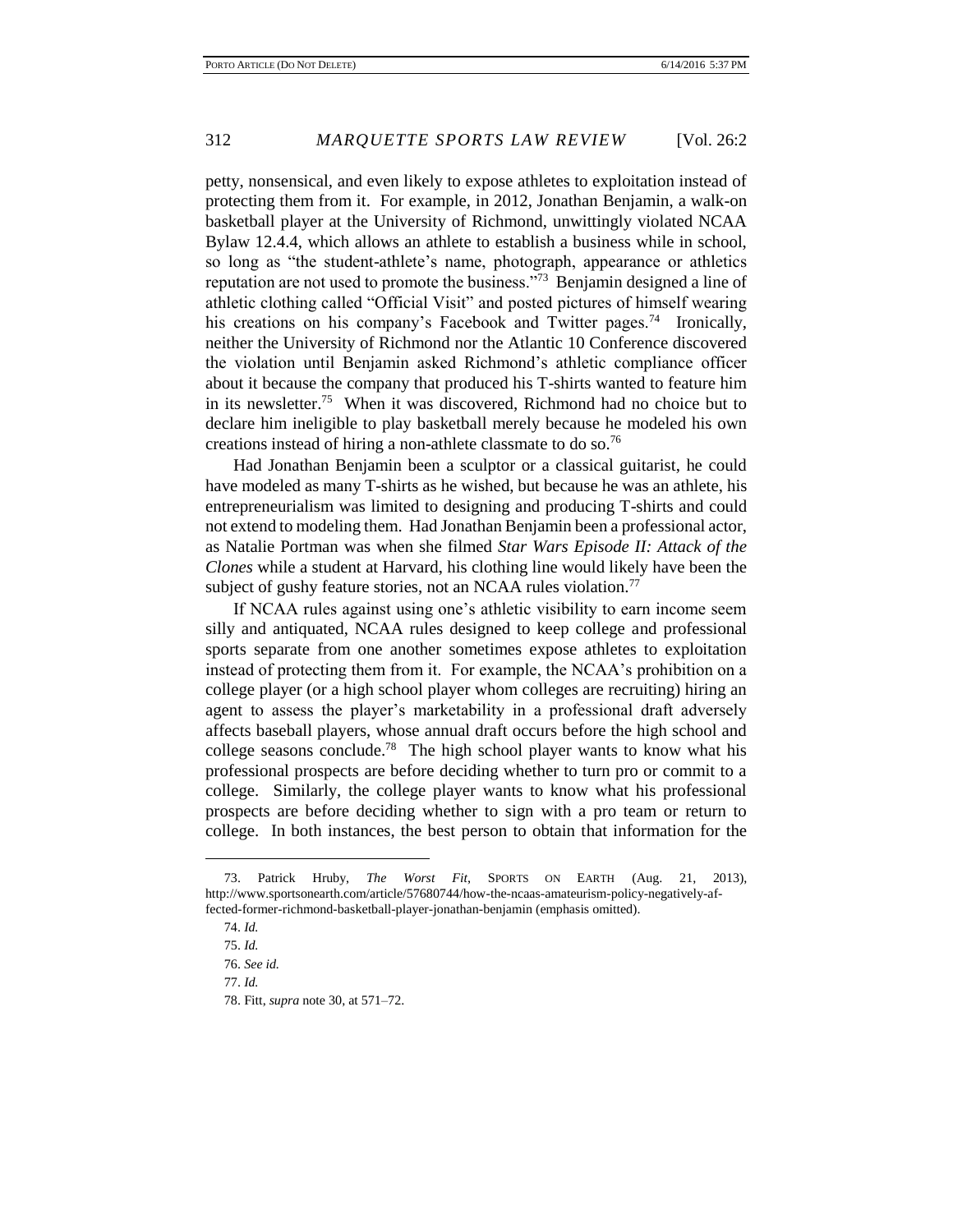petty, nonsensical, and even likely to expose athletes to exploitation instead of protecting them from it. For example, in 2012, Jonathan Benjamin, a walk-on basketball player at the University of Richmond, unwittingly violated NCAA Bylaw 12.4.4, which allows an athlete to establish a business while in school, so long as "the student-athlete's name, photograph, appearance or athletics reputation are not used to promote the business."[73] Benjamin designed a line of athletic clothing called "Official Visit" and posted pictures of himself wearing his creations on his company's Facebook and Twitter pages.[74] Ironically, neither the University of Richmond nor the Atlantic 10 Conference discovered the violation until Benjamin asked Richmond's athletic compliance officer about it because the company that produced his T-shirts wanted to feature him in its newsletter.[75] When it was discovered, Richmond had no choice but to declare him ineligible to play basketball merely because he modeled his own creations instead of hiring a non-athlete classmate to do so.[76]

Had Jonathan Benjamin been a sculptor or a classical guitarist, he could have modeled as many T-shirts as he wished, but because he was an athlete, his entrepreneurialism was limited to designing and producing T-shirts and could not extend to modeling them. Had Jonathan Benjamin been a professional actor, as Natalie Portman was when she filmed *Star Wars Episode II: Attack of the Clones* while a student at Harvard, his clothing line would likely have been the subject of gushy feature stories, not an NCAA rules violation.[77]

If NCAA rules against using one's athletic visibility to earn income seem silly and antiquated, NCAA rules designed to keep college and professional sports separate from one another sometimes expose athletes to exploitation instead of protecting them from it. For example, the NCAA's prohibition on a college player (or a high school player whom colleges are recruiting) hiring an agent to assess the player's marketability in a professional draft adversely affects baseball players, whose annual draft occurs before the high school and college seasons conclude.[78] The high school player wants to know what his professional prospects are before deciding whether to turn pro or commit to a college. Similarly, the college player wants to know what his professional prospects are before deciding whether to sign with a pro team or return to college. In both instances, the best person to obtain that information for the

---

73. Patrick Hruby, *The Worst Fit*, SPORTS ON EARTH (Aug. 21, 2013), http://www.sportsonearth.com/article/57680744/how-the-ncaas-amateurism-policy-negatively-affected-former-richmond-basketball-player-jonathan-benjamin (emphasis omitted).

74. *Id.*

75. *Id.*

76. *See id.*

77. *Id.*

78. Fitt, *supra* note 30, at 571–72.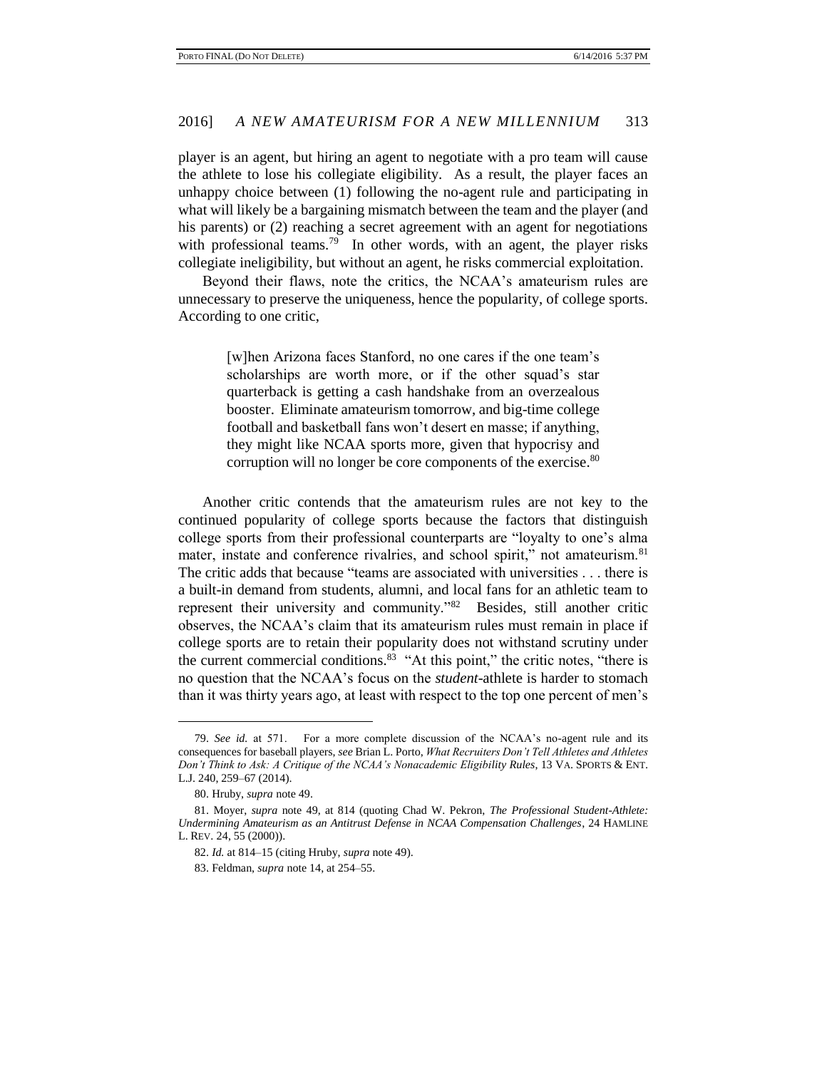player is an agent, but hiring an agent to negotiate with a pro team will cause the athlete to lose his collegiate eligibility. As a result, the player faces an unhappy choice between (1) following the no-agent rule and participating in what will likely be a bargaining mismatch between the team and the player (and his parents) or (2) reaching a secret agreement with an agent for negotiations with professional teams.[79] In other words, with an agent, the player risks collegiate ineligibility, but without an agent, he risks commercial exploitation.

Beyond their flaws, note the critics, the NCAA's amateurism rules are unnecessary to preserve the uniqueness, hence the popularity, of college sports. According to one critic,

> [w]hen Arizona faces Stanford, no one cares if the one team's scholarships are worth more, or if the other squad's star quarterback is getting a cash handshake from an overzealous booster. Eliminate amateurism tomorrow, and big-time college football and basketball fans won't desert en masse; if anything, they might like NCAA sports more, given that hypocrisy and corruption will no longer be core components of the exercise.[80]

Another critic contends that the amateurism rules are not key to the continued popularity of college sports because the factors that distinguish college sports from their professional counterparts are "loyalty to one's alma mater, instate and conference rivalries, and school spirit," not amateurism.[81] The critic adds that because "teams are associated with universities . . . there is a built-in demand from students, alumni, and local fans for an athletic team to represent their university and community."[82] Besides, still another critic observes, the NCAA's claim that its amateurism rules must remain in place if college sports are to retain their popularity does not withstand scrutiny under the current commercial conditions.[83] "At this point," the critic notes, "there is no question that the NCAA's focus on the *student*-athlete is harder to stomach than it was thirty years ago, at least with respect to the top one percent of men's

---

79. *See id.* at 571. For a more complete discussion of the NCAA's no-agent rule and its consequences for baseball players, *see* Brian L. Porto, *What Recruiters Don't Tell Athletes and Athletes Don't Think to Ask: A Critique of the NCAA's Nonacademic Eligibility Rules*, 13 VA. SPORTS & ENT. L.J. 240, 259–67 (2014).

80. Hruby, *supra* note 49.

81. Moyer, *supra* note 49, at 814 (quoting Chad W. Pekron, *The Professional Student-Athlete: Undermining Amateurism as an Antitrust Defense in NCAA Compensation Challenges*, 24 HAMLINE L. REV. 24, 55 (2000)).

82. *Id.* at 814–15 (citing Hruby, *supra* note 49).

83. Feldman, *supra* note 14, at 254–55.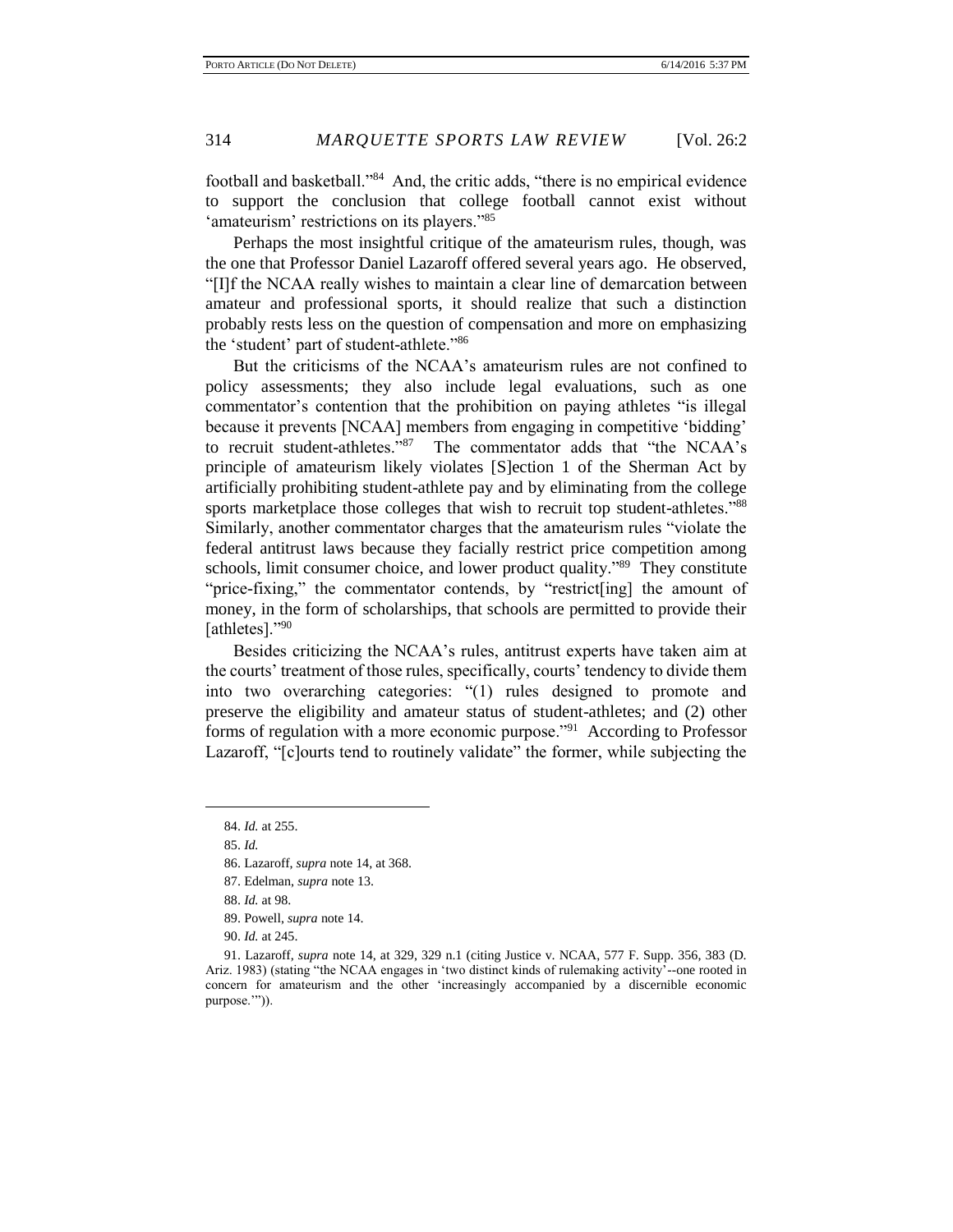football and basketball."[84] And, the critic adds, "there is no empirical evidence to support the conclusion that college football cannot exist without 'amateurism' restrictions on its players."[85]

Perhaps the most insightful critique of the amateurism rules, though, was the one that Professor Daniel Lazaroff offered several years ago. He observed, "[I]f the NCAA really wishes to maintain a clear line of demarcation between amateur and professional sports, it should realize that such a distinction probably rests less on the question of compensation and more on emphasizing the 'student' part of student-athlete."[86]

But the criticisms of the NCAA's amateurism rules are not confined to policy assessments; they also include legal evaluations, such as one commentator's contention that the prohibition on paying athletes "is illegal because it prevents [NCAA] members from engaging in competitive 'bidding' to recruit student-athletes."[87] The commentator adds that "the NCAA's principle of amateurism likely violates [S]ection 1 of the Sherman Act by artificially prohibiting student-athlete pay and by eliminating from the college sports marketplace those colleges that wish to recruit top student-athletes."[88] Similarly, another commentator charges that the amateurism rules "violate the federal antitrust laws because they facially restrict price competition among schools, limit consumer choice, and lower product quality."[89] They constitute "price-fixing," the commentator contends, by "restrict[ing] the amount of money, in the form of scholarships, that schools are permitted to provide their [athletes]."[90]

Besides criticizing the NCAA's rules, antitrust experts have taken aim at the courts' treatment of those rules, specifically, courts' tendency to divide them into two overarching categories: "(1) rules designed to promote and preserve the eligibility and amateur status of student-athletes; and (2) other forms of regulation with a more economic purpose."[91] According to Professor Lazaroff, "[c]ourts tend to routinely validate" the former, while subjecting the

---

84. *Id.* at 255.

85. *Id.*

86. Lazaroff, *supra* note 14, at 368.

87. Edelman, *supra* note 13.

88. *Id.* at 98.

89. Powell, *supra* note 14.

90. *Id.* at 245.

91. Lazaroff, *supra* note 14, at 329, 329 n.1 (citing Justice v. NCAA, 577 F. Supp. 356, 383 (D. Ariz. 1983) (stating "the NCAA engages in 'two distinct kinds of rulemaking activity'--one rooted in concern for amateurism and the other 'increasingly accompanied by a discernible economic purpose.'")).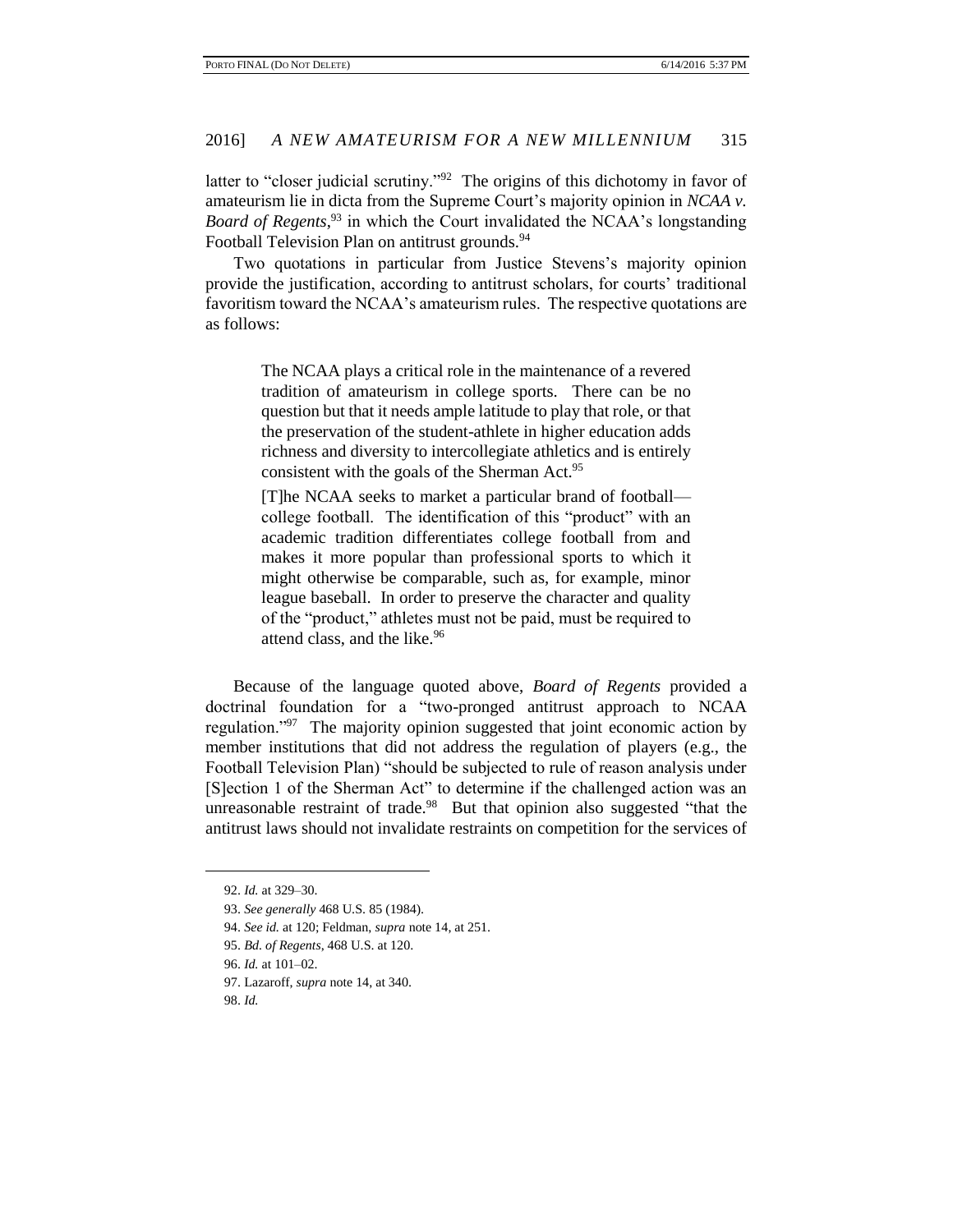latter to "closer judicial scrutiny."[92] The origins of this dichotomy in favor of amateurism lie in dicta from the Supreme Court's majority opinion in *NCAA v. Board of Regents*,[93] in which the Court invalidated the NCAA's longstanding Football Television Plan on antitrust grounds.[94]

Two quotations in particular from Justice Stevens's majority opinion provide the justification, according to antitrust scholars, for courts' traditional favoritism toward the NCAA's amateurism rules. The respective quotations are as follows:

> The NCAA plays a critical role in the maintenance of a revered tradition of amateurism in college sports. There can be no question but that it needs ample latitude to play that role, or that the preservation of the student-athlete in higher education adds richness and diversity to intercollegiate athletics and is entirely consistent with the goals of the Sherman Act.[95]
>
> [T]he NCAA seeks to market a particular brand of football—college football. The identification of this "product" with an academic tradition differentiates college football from and makes it more popular than professional sports to which it might otherwise be comparable, such as, for example, minor league baseball. In order to preserve the character and quality of the "product," athletes must not be paid, must be required to attend class, and the like.[96]

Because of the language quoted above, *Board of Regents* provided a doctrinal foundation for a "two-pronged antitrust approach to NCAA regulation."[97] The majority opinion suggested that joint economic action by member institutions that did not address the regulation of players (e.g., the Football Television Plan) "should be subjected to rule of reason analysis under [S]ection 1 of the Sherman Act" to determine if the challenged action was an unreasonable restraint of trade.[98] But that opinion also suggested "that the antitrust laws should not invalidate restraints on competition for the services of

---

92. *Id.* at 329–30.

93. *See generally* 468 U.S. 85 (1984).

94. *See id.* at 120; Feldman, *supra* note 14, at 251.

95. *Bd. of Regents*, 468 U.S. at 120.

96. *Id.* at 101–02.

97. Lazaroff, *supra* note 14, at 340.

98. *Id.*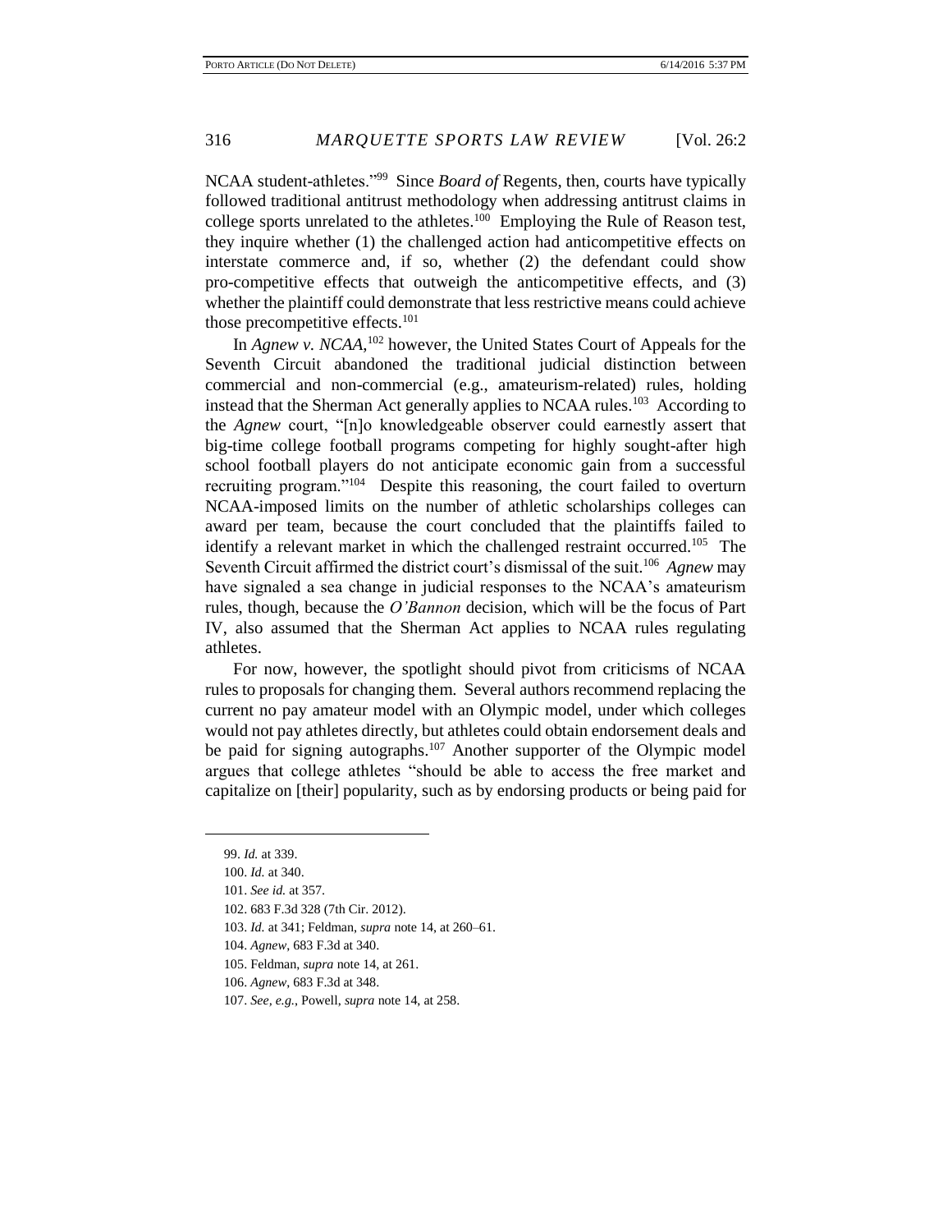NCAA student-athletes."[99] Since *Board of* Regents, then, courts have typically followed traditional antitrust methodology when addressing antitrust claims in college sports unrelated to the athletes.[100] Employing the Rule of Reason test, they inquire whether (1) the challenged action had anticompetitive effects on interstate commerce and, if so, whether (2) the defendant could show pro-competitive effects that outweigh the anticompetitive effects, and (3) whether the plaintiff could demonstrate that less restrictive means could achieve those precompetitive effects.[101]

In *Agnew v. NCAA*,[102] however, the United States Court of Appeals for the Seventh Circuit abandoned the traditional judicial distinction between commercial and non-commercial (e.g., amateurism-related) rules, holding instead that the Sherman Act generally applies to NCAA rules.[103] According to the *Agnew* court, "[n]o knowledgeable observer could earnestly assert that big-time college football programs competing for highly sought-after high school football players do not anticipate economic gain from a successful recruiting program."[104] Despite this reasoning, the court failed to overturn NCAA-imposed limits on the number of athletic scholarships colleges can award per team, because the court concluded that the plaintiffs failed to identify a relevant market in which the challenged restraint occurred.[105] The Seventh Circuit affirmed the district court's dismissal of the suit.[106] *Agnew* may have signaled a sea change in judicial responses to the NCAA's amateurism rules, though, because the *O'Bannon* decision, which will be the focus of Part IV, also assumed that the Sherman Act applies to NCAA rules regulating athletes.

For now, however, the spotlight should pivot from criticisms of NCAA rules to proposals for changing them. Several authors recommend replacing the current no pay amateur model with an Olympic model, under which colleges would not pay athletes directly, but athletes could obtain endorsement deals and be paid for signing autographs.[107] Another supporter of the Olympic model argues that college athletes "should be able to access the free market and capitalize on [their] popularity, such as by endorsing products or being paid for

---

99. *Id.* at 339.

100. *Id.* at 340.

101. *See id.* at 357.

102. 683 F.3d 328 (7th Cir. 2012).

103. *Id.* at 341; Feldman, *supra* note 14, at 260–61.

104. *Agnew*, 683 F.3d at 340.

105. Feldman, *supra* note 14, at 261.

106. *Agnew*, 683 F.3d at 348.

107. *See, e.g.*, Powell, *supra* note 14, at 258.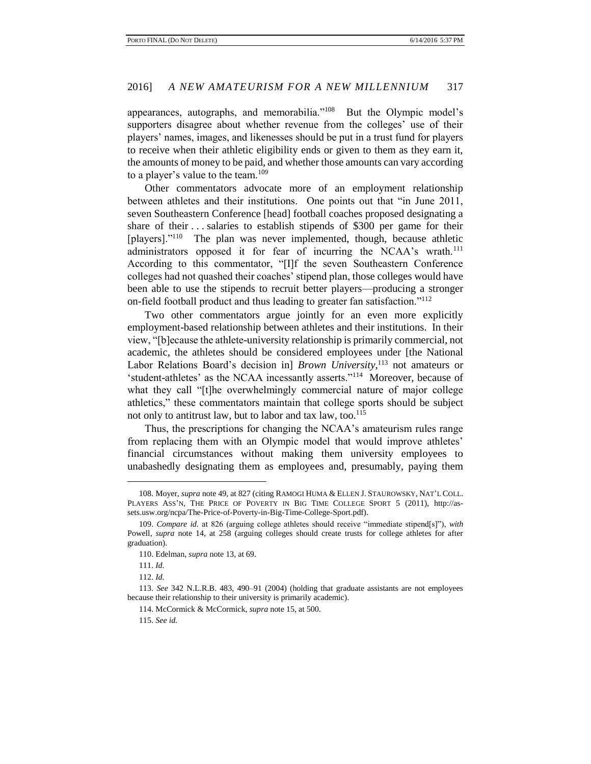appearances, autographs, and memorabilia."[108] But the Olympic model's supporters disagree about whether revenue from the colleges' use of their players' names, images, and likenesses should be put in a trust fund for players to receive when their athletic eligibility ends or given to them as they earn it, the amounts of money to be paid, and whether those amounts can vary according to a player's value to the team.[109]

Other commentators advocate more of an employment relationship between athletes and their institutions. One points out that "in June 2011, seven Southeastern Conference [head] football coaches proposed designating a share of their . . . salaries to establish stipends of $300 per game for their [players]."[110] The plan was never implemented, though, because athletic administrators opposed it for fear of incurring the NCAA's wrath.[111] According to this commentator, "[I]f the seven Southeastern Conference colleges had not quashed their coaches' stipend plan, those colleges would have been able to use the stipends to recruit better players—producing a stronger on-field football product and thus leading to greater fan satisfaction."[112]

Two other commentators argue jointly for an even more explicitly employment-based relationship between athletes and their institutions. In their view, "[b]ecause the athlete-university relationship is primarily commercial, not academic, the athletes should be considered employees under [the National Labor Relations Board's decision in] *Brown University*,[113] not amateurs or 'student-athletes' as the NCAA incessantly asserts."[114] Moreover, because of what they call "[t]he overwhelmingly commercial nature of major college athletics," these commentators maintain that college sports should be subject not only to antitrust law, but to labor and tax law, too.[115]

Thus, the prescriptions for changing the NCAA's amateurism rules range from replacing them with an Olympic model that would improve athletes' financial circumstances without making them university employees to unabashedly designating them as employees and, presumably, paying them

---

108. Moyer, *supra* note 49, at 827 (citing RAMOGI HUMA & ELLEN J. STAUROWSKY, NAT'L COLL. PLAYERS ASS'N, THE PRICE OF POVERTY IN BIG TIME COLLEGE SPORT 5 (2011), http://assets.usw.org/ncpa/The-Price-of-Poverty-in-Big-Time-College-Sport.pdf).

109. *Compare id.* at 826 (arguing college athletes should receive "immediate stipend[s]"), *with* Powell, *supra* note 14, at 258 (arguing colleges should create trusts for college athletes for after graduation).

110. Edelman, *supra* note 13, at 69.

111. *Id.*

112. *Id.*

113. *See* 342 N.L.R.B. 483, 490–91 (2004) (holding that graduate assistants are not employees because their relationship to their university is primarily academic).

114. McCormick & McCormick, *supra* note 15, at 500.

115. *See id.*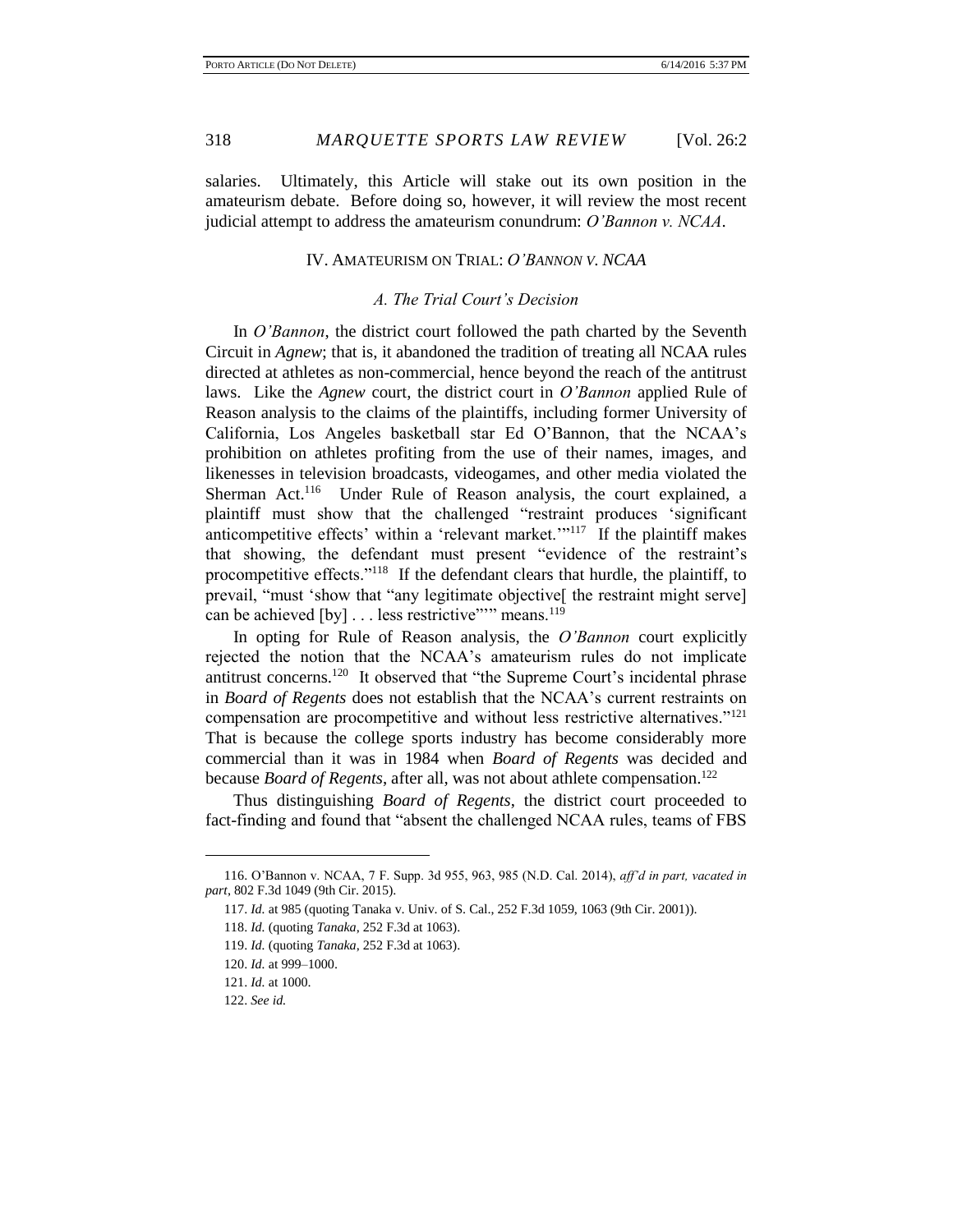salaries. Ultimately, this Article will stake out its own position in the amateurism debate. Before doing so, however, it will review the most recent judicial attempt to address the amateurism conundrum: *O'Bannon v. NCAA*.

## IV. AMATEURISM ON TRIAL: *O'BANNON V. NCAA*

### *A. The Trial Court's Decision*

In *O'Bannon*, the district court followed the path charted by the Seventh Circuit in *Agnew*; that is, it abandoned the tradition of treating all NCAA rules directed at athletes as non-commercial, hence beyond the reach of the antitrust laws. Like the *Agnew* court, the district court in *O'Bannon* applied Rule of Reason analysis to the claims of the plaintiffs, including former University of California, Los Angeles basketball star Ed O'Bannon, that the NCAA's prohibition on athletes profiting from the use of their names, images, and likenesses in television broadcasts, videogames, and other media violated the Sherman Act.[116] Under Rule of Reason analysis, the court explained, a plaintiff must show that the challenged "restraint produces 'significant anticompetitive effects' within a 'relevant market.'"[117] If the plaintiff makes that showing, the defendant must present "evidence of the restraint's procompetitive effects."[118] If the defendant clears that hurdle, the plaintiff, to prevail, "must 'show that "any legitimate objective[ the restraint might serve] can be achieved [by] . . . less restrictive"'" means.[119]

In opting for Rule of Reason analysis, the *O'Bannon* court explicitly rejected the notion that the NCAA's amateurism rules do not implicate antitrust concerns.[120] It observed that "the Supreme Court's incidental phrase in *Board of Regents* does not establish that the NCAA's current restraints on compensation are procompetitive and without less restrictive alternatives."[121] That is because the college sports industry has become considerably more commercial than it was in 1984 when *Board of Regents* was decided and because *Board of Regents*, after all, was not about athlete compensation.[122]

Thus distinguishing *Board of Regents*, the district court proceeded to fact-finding and found that "absent the challenged NCAA rules, teams of FBS

---

116. O'Bannon v. NCAA, 7 F. Supp. 3d 955, 963, 985 (N.D. Cal. 2014), *aff'd in part, vacated in part*, 802 F.3d 1049 (9th Cir. 2015).

117. *Id.* at 985 (quoting Tanaka v. Univ. of S. Cal., 252 F.3d 1059, 1063 (9th Cir. 2001)).

118. *Id.* (quoting *Tanaka*, 252 F.3d at 1063).

119. *Id.* (quoting *Tanaka*, 252 F.3d at 1063).

120. *Id.* at 999–1000.

121. *Id.* at 1000.

122. *See id.*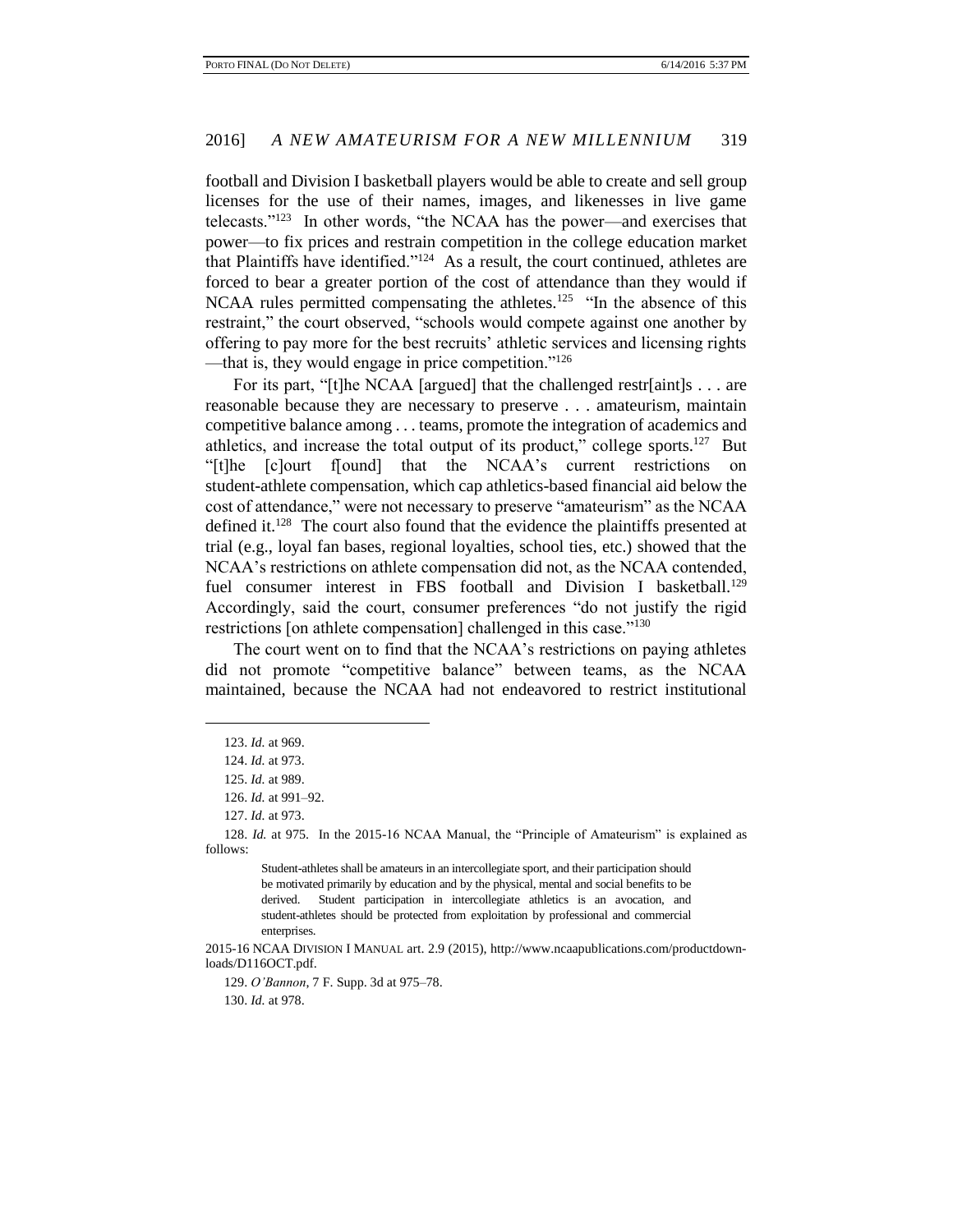football and Division I basketball players would be able to create and sell group licenses for the use of their names, images, and likenesses in live game telecasts."[123] In other words, "the NCAA has the power—and exercises that power—to fix prices and restrain competition in the college education market that Plaintiffs have identified."[124] As a result, the court continued, athletes are forced to bear a greater portion of the cost of attendance than they would if NCAA rules permitted compensating the athletes.[125] "In the absence of this restraint," the court observed, "schools would compete against one another by offering to pay more for the best recruits' athletic services and licensing rights—that is, they would engage in price competition."[126]

For its part, "[t]he NCAA [argued] that the challenged restr[aint]s . . . are reasonable because they are necessary to preserve . . . amateurism, maintain competitive balance among . . . teams, promote the integration of academics and athletics, and increase the total output of its product," college sports.[127] But "[t]he [c]ourt f[ound] that the NCAA's current restrictions on student-athlete compensation, which cap athletics-based financial aid below the cost of attendance," were not necessary to preserve "amateurism" as the NCAA defined it.[128] The court also found that the evidence the plaintiffs presented at trial (e.g., loyal fan bases, regional loyalties, school ties, etc.) showed that the NCAA's restrictions on athlete compensation did not, as the NCAA contended, fuel consumer interest in FBS football and Division I basketball.[129] Accordingly, said the court, consumer preferences "do not justify the rigid restrictions [on athlete compensation] challenged in this case."[130]

The court went on to find that the NCAA's restrictions on paying athletes did not promote "competitive balance" between teams, as the NCAA maintained, because the NCAA had not endeavored to restrict institutional

---

123. *Id.* at 969.

124. *Id.* at 973.

125. *Id.* at 989.

126. *Id.* at 991–92.

127. *Id.* at 973.

128. *Id.* at 975. In the 2015-16 NCAA Manual, the "Principle of Amateurism" is explained as follows:

> Student-athletes shall be amateurs in an intercollegiate sport, and their participation should be motivated primarily by education and by the physical, mental and social benefits to be derived. Student participation in intercollegiate athletics is an avocation, and student-athletes should be protected from exploitation by professional and commercial enterprises.

2015-16 NCAA DIVISION I MANUAL art. 2.9 (2015), http://www.ncaapublications.com/productdownloads/D116OCT.pdf.

129. *O'Bannon*, 7 F. Supp. 3d at 975–78.

130. *Id.* at 978.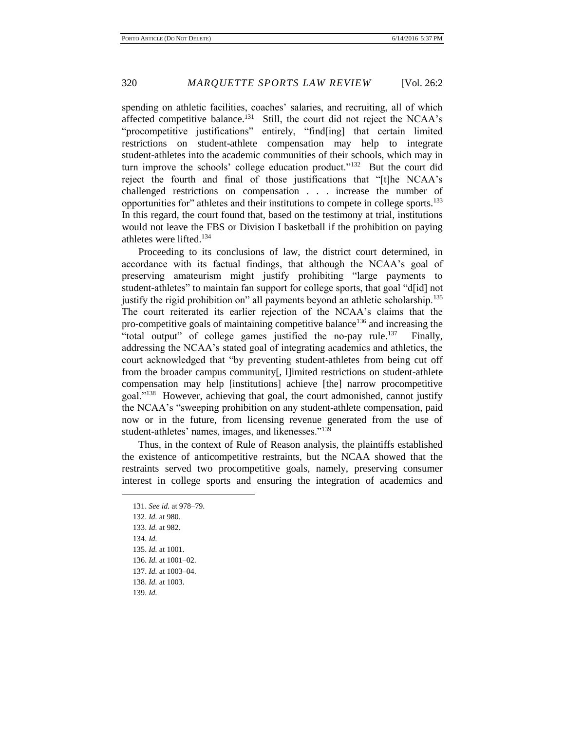spending on athletic facilities, coaches' salaries, and recruiting, all of which affected competitive balance.[131] Still, the court did not reject the NCAA's "procompetitive justifications" entirely, "find[ing] that certain limited restrictions on student-athlete compensation may help to integrate student-athletes into the academic communities of their schools, which may in turn improve the schools' college education product."[132] But the court did reject the fourth and final of those justifications that "[t]he NCAA's challenged restrictions on compensation . . . increase the number of opportunities for" athletes and their institutions to compete in college sports.[133] In this regard, the court found that, based on the testimony at trial, institutions would not leave the FBS or Division I basketball if the prohibition on paying athletes were lifted.[134]

Proceeding to its conclusions of law, the district court determined, in accordance with its factual findings, that although the NCAA's goal of preserving amateurism might justify prohibiting "large payments to student-athletes" to maintain fan support for college sports, that goal "d[id] not justify the rigid prohibition on" all payments beyond an athletic scholarship.[135] The court reiterated its earlier rejection of the NCAA's claims that the pro-competitive goals of maintaining competitive balance[136] and increasing the "total output" of college games justified the no-pay rule.[137] Finally, addressing the NCAA's stated goal of integrating academics and athletics, the court acknowledged that "by preventing student-athletes from being cut off from the broader campus community[, l]imited restrictions on student-athlete compensation may help [institutions] achieve [the] narrow procompetitive goal."[138] However, achieving that goal, the court admonished, cannot justify the NCAA's "sweeping prohibition on any student-athlete compensation, paid now or in the future, from licensing revenue generated from the use of student-athletes' names, images, and likenesses."[139]

Thus, in the context of Rule of Reason analysis, the plaintiffs established the existence of anticompetitive restraints, but the NCAA showed that the restraints served two procompetitive goals, namely, preserving consumer interest in college sports and ensuring the integration of academics and

---

131. *See id.* at 978–79.
132. *Id.* at 980.
133. *Id.* at 982.
134. *Id.*
135. *Id.* at 1001.
136. *Id.* at 1001–02.
137. *Id.* at 1003–04.
138. *Id.* at 1003.
139. *Id.*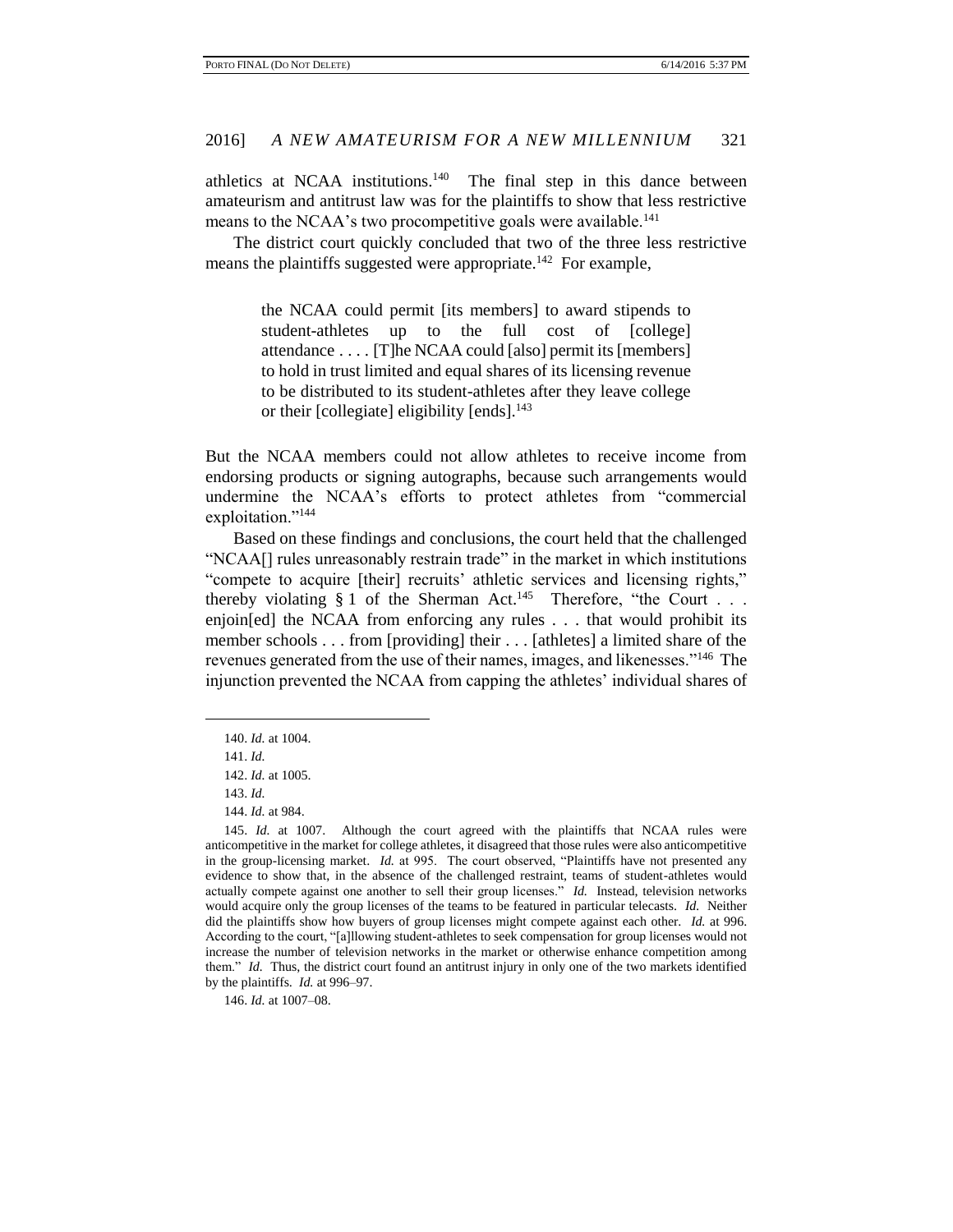athletics at NCAA institutions.[140] The final step in this dance between amateurism and antitrust law was for the plaintiffs to show that less restrictive means to the NCAA's two procompetitive goals were available.[141]

The district court quickly concluded that two of the three less restrictive means the plaintiffs suggested were appropriate.[142] For example,

> the NCAA could permit [its members] to award stipends to student-athletes up to the full cost of [college] attendance . . . . [T]he NCAA could [also] permit its [members] to hold in trust limited and equal shares of its licensing revenue to be distributed to its student-athletes after they leave college or their [collegiate] eligibility [ends].[143]

But the NCAA members could not allow athletes to receive income from endorsing products or signing autographs, because such arrangements would undermine the NCAA's efforts to protect athletes from "commercial exploitation."[144]

Based on these findings and conclusions, the court held that the challenged "NCAA[] rules unreasonably restrain trade" in the market in which institutions "compete to acquire [their] recruits' athletic services and licensing rights," thereby violating § 1 of the Sherman Act.[145] Therefore, "the Court . . . enjoin[ed] the NCAA from enforcing any rules . . . that would prohibit its member schools . . . from [providing] their . . . [athletes] a limited share of the revenues generated from the use of their names, images, and likenesses."[146] The injunction prevented the NCAA from capping the athletes' individual shares of

---

140. *Id.* at 1004.

141. *Id.*

142. *Id.* at 1005.

143. *Id.*

144. *Id.* at 984.

145. *Id.* at 1007. Although the court agreed with the plaintiffs that NCAA rules were anticompetitive in the market for college athletes, it disagreed that those rules were also anticompetitive in the group-licensing market. *Id.* at 995. The court observed, "Plaintiffs have not presented any evidence to show that, in the absence of the challenged restraint, teams of student-athletes would actually compete against one another to sell their group licenses." *Id.* Instead, television networks would acquire only the group licenses of the teams to be featured in particular telecasts. *Id.* Neither did the plaintiffs show how buyers of group licenses might compete against each other. *Id.* at 996. According to the court, "[a]llowing student-athletes to seek compensation for group licenses would not increase the number of television networks in the market or otherwise enhance competition among them." *Id.* Thus, the district court found an antitrust injury in only one of the two markets identified by the plaintiffs. *Id.* at 996–97.

146. *Id.* at 1007–08.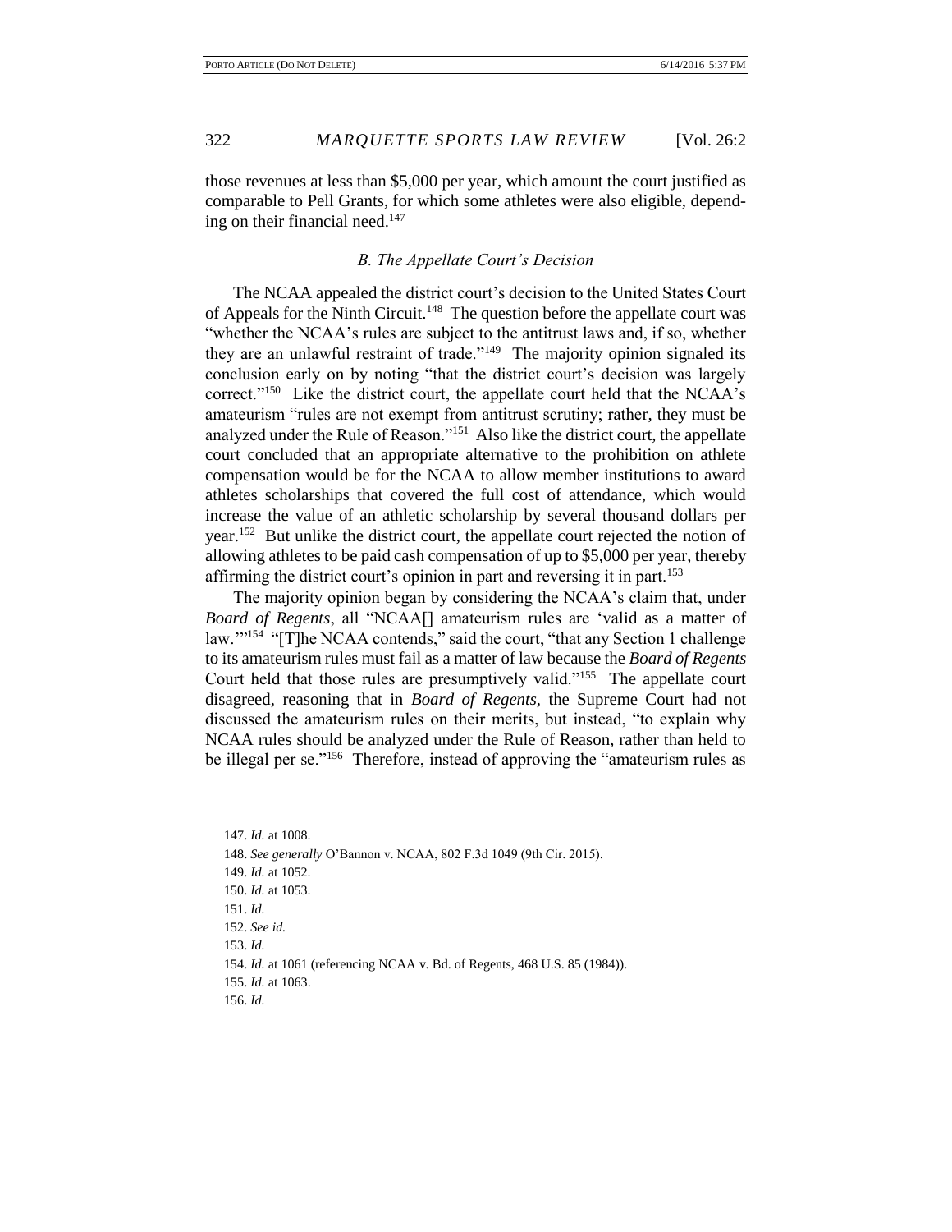those revenues at less than $5,000 per year, which amount the court justified as comparable to Pell Grants, for which some athletes were also eligible, depending on their financial need.[147]

### *B. The Appellate Court's Decision*

The NCAA appealed the district court's decision to the United States Court of Appeals for the Ninth Circuit.[148] The question before the appellate court was "whether the NCAA's rules are subject to the antitrust laws and, if so, whether they are an unlawful restraint of trade."[149] The majority opinion signaled its conclusion early on by noting "that the district court's decision was largely correct."[150] Like the district court, the appellate court held that the NCAA's amateurism "rules are not exempt from antitrust scrutiny; rather, they must be analyzed under the Rule of Reason."[151] Also like the district court, the appellate court concluded that an appropriate alternative to the prohibition on athlete compensation would be for the NCAA to allow member institutions to award athletes scholarships that covered the full cost of attendance, which would increase the value of an athletic scholarship by several thousand dollars per year.[152] But unlike the district court, the appellate court rejected the notion of allowing athletes to be paid cash compensation of up to $5,000 per year, thereby affirming the district court's opinion in part and reversing it in part.[153]

The majority opinion began by considering the NCAA's claim that, under *Board of Regents*, all "NCAA[] amateurism rules are 'valid as a matter of law.'"[154] "[T]he NCAA contends," said the court, "that any Section 1 challenge to its amateurism rules must fail as a matter of law because the *Board of Regents* Court held that those rules are presumptively valid."[155] The appellate court disagreed, reasoning that in *Board of Regents*, the Supreme Court had not discussed the amateurism rules on their merits, but instead, "to explain why NCAA rules should be analyzed under the Rule of Reason, rather than held to be illegal per se."[156] Therefore, instead of approving the "amateurism rules as

---

147. *Id.* at 1008.

148. *See generally* O'Bannon v. NCAA, 802 F.3d 1049 (9th Cir. 2015).

149. *Id.* at 1052.

150. *Id.* at 1053.

151. *Id.*

152. *See id.*

153. *Id.*

154. *Id.* at 1061 (referencing NCAA v. Bd. of Regents, 468 U.S. 85 (1984)).

155. *Id.* at 1063.

156. *Id.*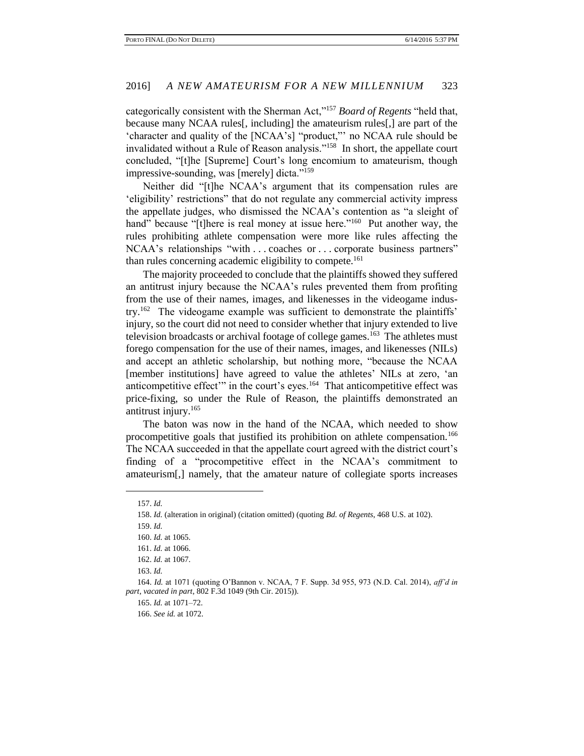categorically consistent with the Sherman Act,"[157] *Board of Regents* "held that, because many NCAA rules[, including] the amateurism rules[,] are part of the 'character and quality of the [NCAA's] "product,"' no NCAA rule should be invalidated without a Rule of Reason analysis."[158] In short, the appellate court concluded, "[t]he [Supreme] Court's long encomium to amateurism, though impressive-sounding, was [merely] dicta."[159]

Neither did "[t]he NCAA's argument that its compensation rules are 'eligibility' restrictions" that do not regulate any commercial activity impress the appellate judges, who dismissed the NCAA's contention as "a sleight of hand" because "[t]here is real money at issue here."[160] Put another way, the rules prohibiting athlete compensation were more like rules affecting the NCAA's relationships "with . . . coaches or . . . corporate business partners" than rules concerning academic eligibility to compete.[161]

The majority proceeded to conclude that the plaintiffs showed they suffered an antitrust injury because the NCAA's rules prevented them from profiting from the use of their names, images, and likenesses in the videogame industry.[162] The videogame example was sufficient to demonstrate the plaintiffs' injury, so the court did not need to consider whether that injury extended to live television broadcasts or archival footage of college games.[163] The athletes must forego compensation for the use of their names, images, and likenesses (NILs) and accept an athletic scholarship, but nothing more, "because the NCAA [member institutions] have agreed to value the athletes' NILs at zero, 'an anticompetitive effect'" in the court's eyes.[164] That anticompetitive effect was price-fixing, so under the Rule of Reason, the plaintiffs demonstrated an antitrust injury.[165]

The baton was now in the hand of the NCAA, which needed to show procompetitive goals that justified its prohibition on athlete compensation.[166] The NCAA succeeded in that the appellate court agreed with the district court's finding of a "procompetitive effect in the NCAA's commitment to amateurism[,] namely, that the amateur nature of collegiate sports increases

---

157. *Id.*

158. *Id.* (alteration in original) (citation omitted) (quoting *Bd. of Regents*, 468 U.S. at 102).

159. *Id.*

160. *Id.* at 1065.

161. *Id.* at 1066.

162. *Id.* at 1067.

163. *Id.*

164. *Id.* at 1071 (quoting O'Bannon v. NCAA, 7 F. Supp. 3d 955, 973 (N.D. Cal. 2014), *aff'd in part, vacated in part*, 802 F.3d 1049 (9th Cir. 2015)).

165. *Id.* at 1071–72.

166. *See id.* at 1072.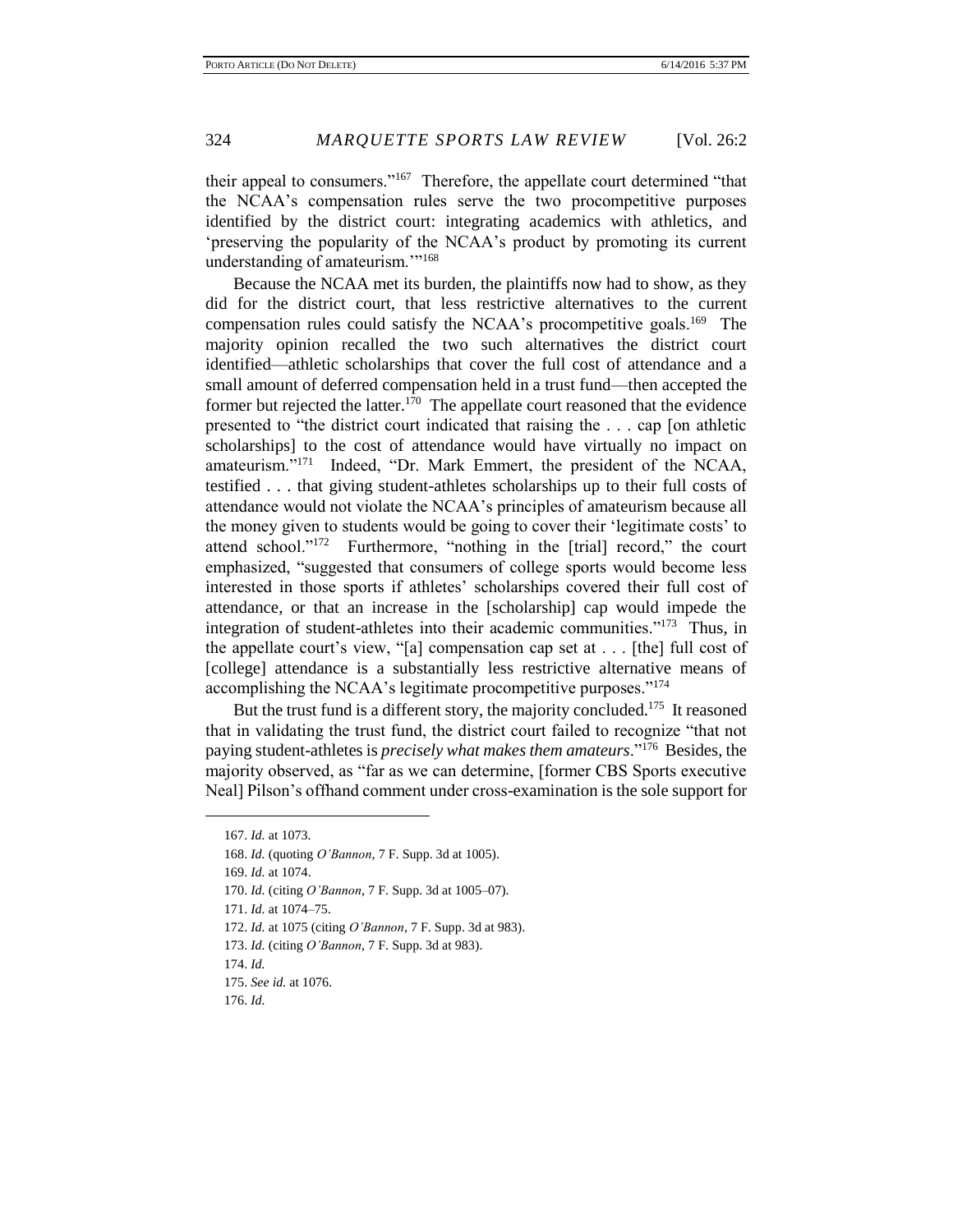their appeal to consumers."[167] Therefore, the appellate court determined "that the NCAA's compensation rules serve the two procompetitive purposes identified by the district court: integrating academics with athletics, and 'preserving the popularity of the NCAA's product by promoting its current understanding of amateurism.'"[168]

Because the NCAA met its burden, the plaintiffs now had to show, as they did for the district court, that less restrictive alternatives to the current compensation rules could satisfy the NCAA's procompetitive goals.[169] The majority opinion recalled the two such alternatives the district court identified—athletic scholarships that cover the full cost of attendance and a small amount of deferred compensation held in a trust fund—then accepted the former but rejected the latter.[170] The appellate court reasoned that the evidence presented to "the district court indicated that raising the . . . cap [on athletic scholarships] to the cost of attendance would have virtually no impact on amateurism."[171] Indeed, "Dr. Mark Emmert, the president of the NCAA, testified . . . that giving student-athletes scholarships up to their full costs of attendance would not violate the NCAA's principles of amateurism because all the money given to students would be going to cover their 'legitimate costs' to attend school."[172] Furthermore, "nothing in the [trial] record," the court emphasized, "suggested that consumers of college sports would become less interested in those sports if athletes' scholarships covered their full cost of attendance, or that an increase in the [scholarship] cap would impede the integration of student-athletes into their academic communities."[173] Thus, in the appellate court's view, "[a] compensation cap set at . . . [the] full cost of [college] attendance is a substantially less restrictive alternative means of accomplishing the NCAA's legitimate procompetitive purposes."[174]

But the trust fund is a different story, the majority concluded.[175] It reasoned that in validating the trust fund, the district court failed to recognize "that not paying student-athletes is *precisely what makes them amateurs*."[176] Besides, the majority observed, as "far as we can determine, [former CBS Sports executive Neal] Pilson's offhand comment under cross-examination is the sole support for

---

167. *Id.* at 1073.

168. *Id.* (quoting *O'Bannon*, 7 F. Supp. 3d at 1005).

169. *Id.* at 1074.

170. *Id.* (citing *O'Bannon*, 7 F. Supp. 3d at 1005–07).

171. *Id.* at 1074–75.

172. *Id.* at 1075 (citing *O'Bannon*, 7 F. Supp. 3d at 983).

173. *Id.* (citing *O'Bannon*, 7 F. Supp. 3d at 983).

174. *Id.*

175. *See id.* at 1076.

176. *Id.*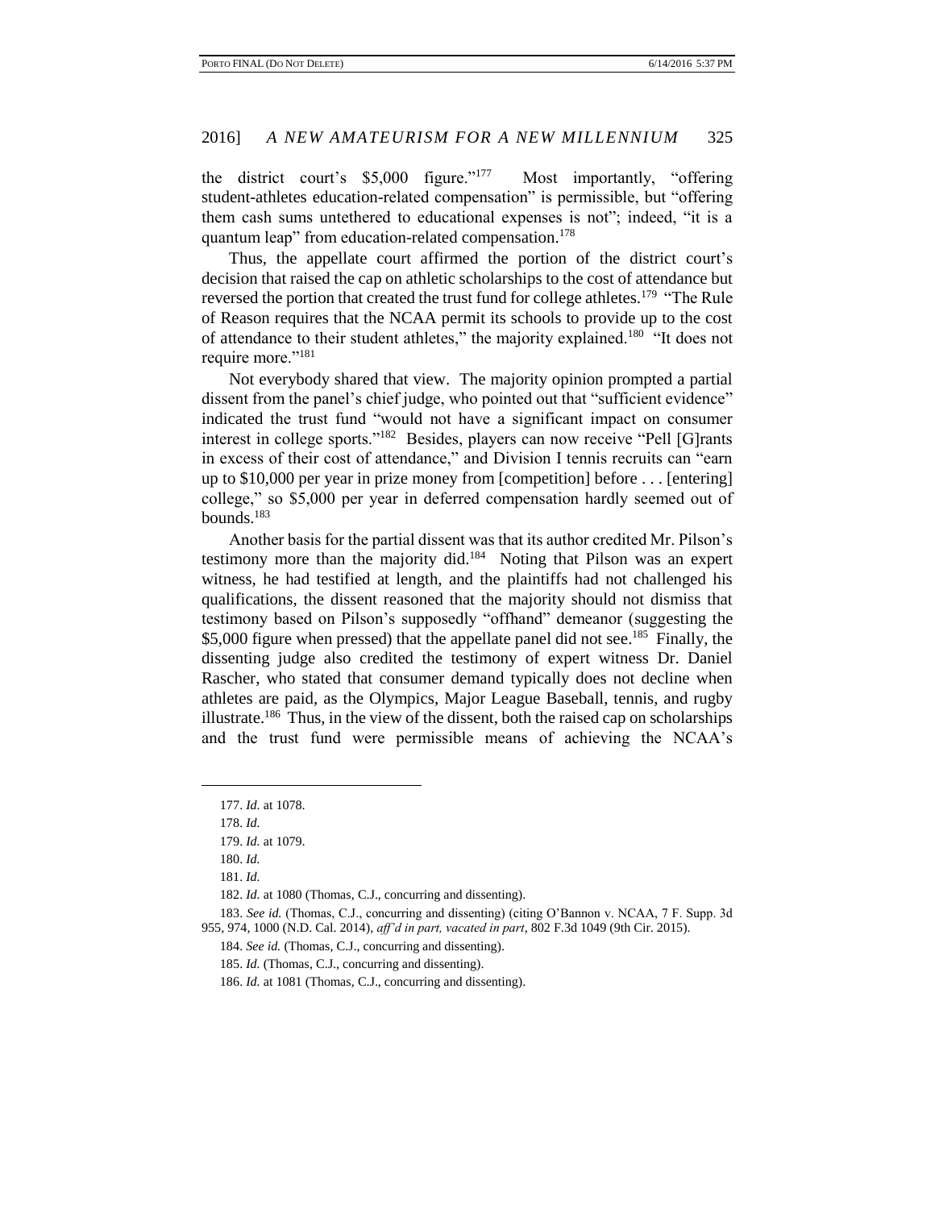the district court's $5,000 figure."[177] Most importantly, "offering student-athletes education-related compensation" is permissible, but "offering them cash sums untethered to educational expenses is not"; indeed, "it is a quantum leap" from education-related compensation.[178]

Thus, the appellate court affirmed the portion of the district court's decision that raised the cap on athletic scholarships to the cost of attendance but reversed the portion that created the trust fund for college athletes.[179] "The Rule of Reason requires that the NCAA permit its schools to provide up to the cost of attendance to their student athletes," the majority explained.[180] "It does not require more."[181]

Not everybody shared that view. The majority opinion prompted a partial dissent from the panel's chief judge, who pointed out that "sufficient evidence" indicated the trust fund "would not have a significant impact on consumer interest in college sports."[182] Besides, players can now receive "Pell [G]rants in excess of their cost of attendance," and Division I tennis recruits can "earn up to $10,000 per year in prize money from [competition] before . . . [entering] college," so $5,000 per year in deferred compensation hardly seemed out of bounds.[183]

Another basis for the partial dissent was that its author credited Mr. Pilson's testimony more than the majority did.[184] Noting that Pilson was an expert witness, he had testified at length, and the plaintiffs had not challenged his qualifications, the dissent reasoned that the majority should not dismiss that testimony based on Pilson's supposedly "offhand" demeanor (suggesting the $5,000 figure when pressed) that the appellate panel did not see.[185] Finally, the dissenting judge also credited the testimony of expert witness Dr. Daniel Rascher, who stated that consumer demand typically does not decline when athletes are paid, as the Olympics, Major League Baseball, tennis, and rugby illustrate.[186] Thus, in the view of the dissent, both the raised cap on scholarships and the trust fund were permissible means of achieving the NCAA's

---

177. *Id.* at 1078.

178. *Id.*

179. *Id.* at 1079.

180. *Id.*

181. *Id.*

182. *Id.* at 1080 (Thomas, C.J., concurring and dissenting).

183. *See id.* (Thomas, C.J., concurring and dissenting) (citing O'Bannon v. NCAA, 7 F. Supp. 3d 955, 974, 1000 (N.D. Cal. 2014), *aff'd in part, vacated in part*, 802 F.3d 1049 (9th Cir. 2015).

184. *See id.* (Thomas, C.J., concurring and dissenting).

185. *Id.* (Thomas, C.J., concurring and dissenting).

186. *Id.* at 1081 (Thomas, C.J., concurring and dissenting).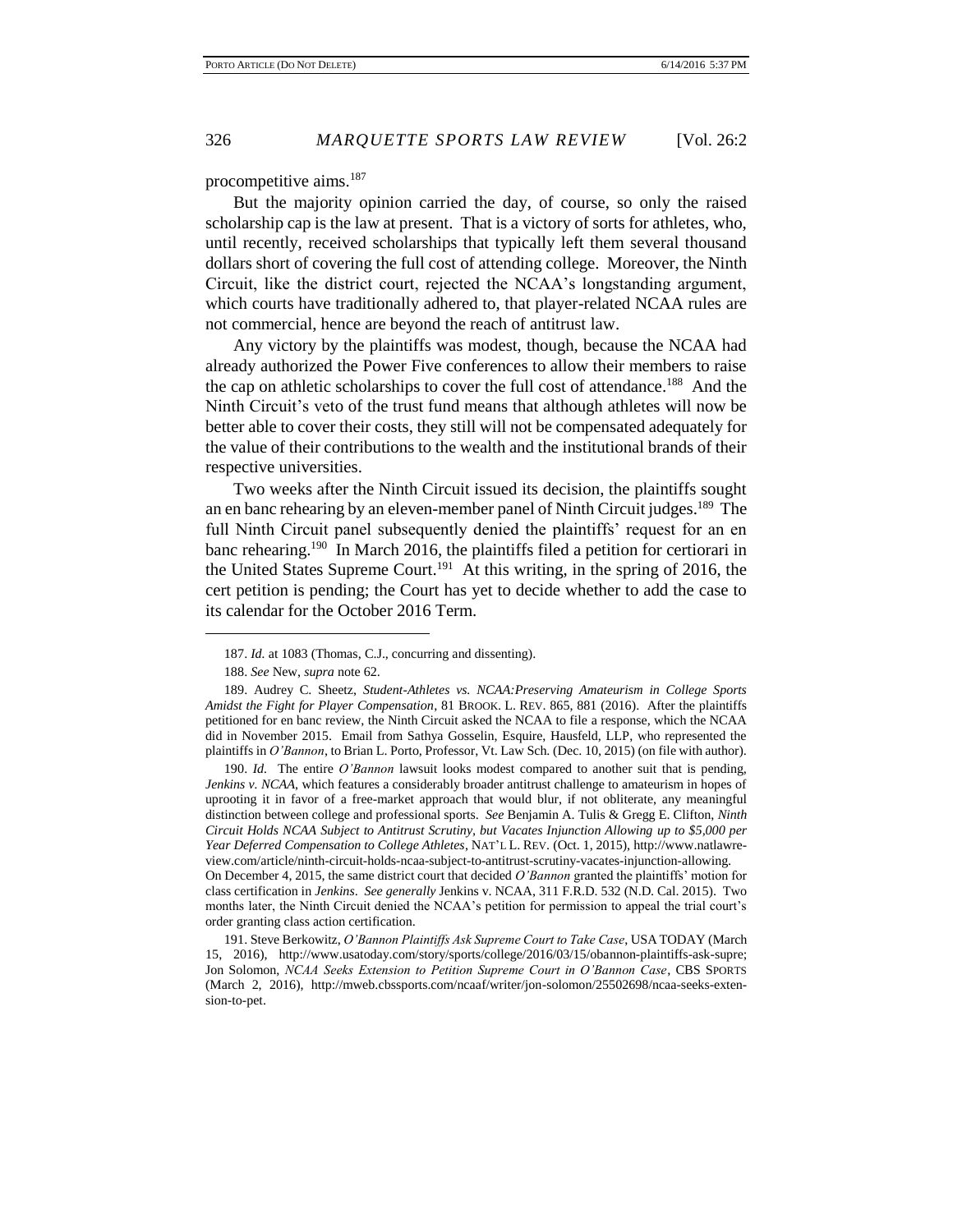procompetitive aims.[187]

But the majority opinion carried the day, of course, so only the raised scholarship cap is the law at present. That is a victory of sorts for athletes, who, until recently, received scholarships that typically left them several thousand dollars short of covering the full cost of attending college. Moreover, the Ninth Circuit, like the district court, rejected the NCAA's longstanding argument, which courts have traditionally adhered to, that player-related NCAA rules are not commercial, hence are beyond the reach of antitrust law.

Any victory by the plaintiffs was modest, though, because the NCAA had already authorized the Power Five conferences to allow their members to raise the cap on athletic scholarships to cover the full cost of attendance.[188] And the Ninth Circuit's veto of the trust fund means that although athletes will now be better able to cover their costs, they still will not be compensated adequately for the value of their contributions to the wealth and the institutional brands of their respective universities.

Two weeks after the Ninth Circuit issued its decision, the plaintiffs sought an en banc rehearing by an eleven-member panel of Ninth Circuit judges.[189] The full Ninth Circuit panel subsequently denied the plaintiffs' request for an en banc rehearing.[190] In March 2016, the plaintiffs filed a petition for certiorari in the United States Supreme Court.[191] At this writing, in the spring of 2016, the cert petition is pending; the Court has yet to decide whether to add the case to its calendar for the October 2016 Term.

---

187. *Id.* at 1083 (Thomas, C.J., concurring and dissenting).

188. *See* New, *supra* note 62.

189. Audrey C. Sheetz, *Student-Athletes vs. NCAA:Preserving Amateurism in College Sports Amidst the Fight for Player Compensation*, 81 BROOK. L. REV. 865, 881 (2016). After the plaintiffs petitioned for en banc review, the Ninth Circuit asked the NCAA to file a response, which the NCAA did in November 2015. Email from Sathya Gosselin, Esquire, Hausfeld, LLP, who represented the plaintiffs in *O'Bannon*, to Brian L. Porto, Professor, Vt. Law Sch. (Dec. 10, 2015) (on file with author).

190. *Id.* The entire *O'Bannon* lawsuit looks modest compared to another suit that is pending, *Jenkins v. NCAA*, which features a considerably broader antitrust challenge to amateurism in hopes of uprooting it in favor of a free-market approach that would blur, if not obliterate, any meaningful distinction between college and professional sports. *See* Benjamin A. Tulis & Gregg E. Clifton, *Ninth Circuit Holds NCAA Subject to Antitrust Scrutiny, but Vacates Injunction Allowing up to $5,000 per Year Deferred Compensation to College Athletes*, NAT'L L. REV. (Oct. 1, 2015), http://www.natlawreview.com/article/ninth-circuit-holds-ncaa-subject-to-antitrust-scrutiny-vacates-injunction-allowing. On December 4, 2015, the same district court that decided *O'Bannon* granted the plaintiffs' motion for class certification in *Jenkins*. *See generally* Jenkins v. NCAA, 311 F.R.D. 532 (N.D. Cal. 2015). Two months later, the Ninth Circuit denied the NCAA's petition for permission to appeal the trial court's order granting class action certification.

191. Steve Berkowitz, *O'Bannon Plaintiffs Ask Supreme Court to Take Case*, USA TODAY (March 15, 2016), http://www.usatoday.com/story/sports/college/2016/03/15/obannon-plaintiffs-ask-supre; Jon Solomon, *NCAA Seeks Extension to Petition Supreme Court in O'Bannon Case*, CBS SPORTS (March 2, 2016), http://mweb.cbssports.com/ncaaf/writer/jon-solomon/25502698/ncaa-seeks-extension-to-pet.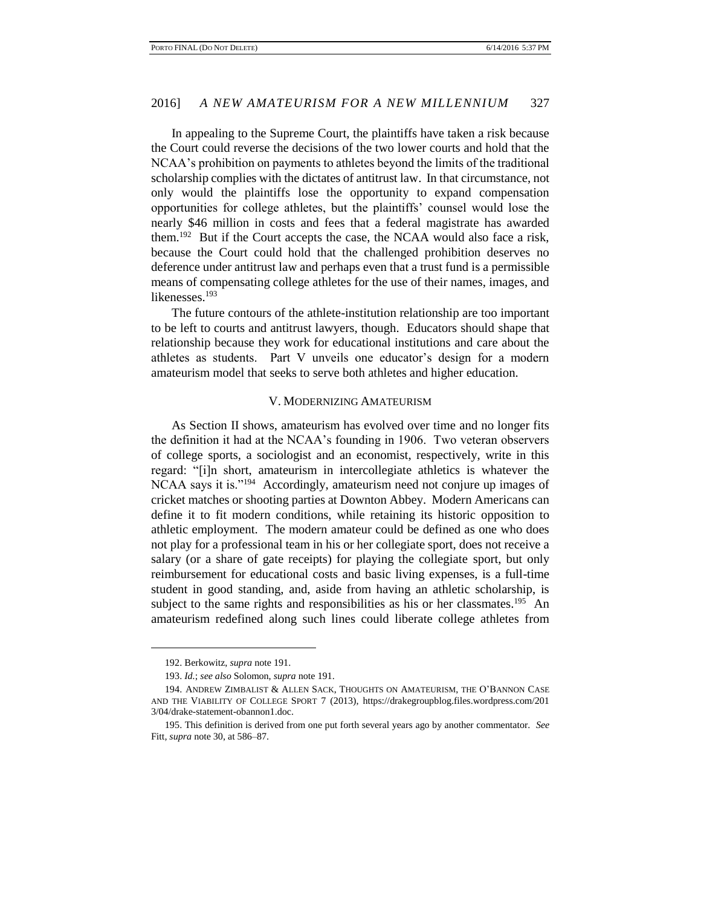In appealing to the Supreme Court, the plaintiffs have taken a risk because the Court could reverse the decisions of the two lower courts and hold that the NCAA's prohibition on payments to athletes beyond the limits of the traditional scholarship complies with the dictates of antitrust law. In that circumstance, not only would the plaintiffs lose the opportunity to expand compensation opportunities for college athletes, but the plaintiffs' counsel would lose the nearly $46 million in costs and fees that a federal magistrate has awarded them.[192] But if the Court accepts the case, the NCAA would also face a risk, because the Court could hold that the challenged prohibition deserves no deference under antitrust law and perhaps even that a trust fund is a permissible means of compensating college athletes for the use of their names, images, and likenesses.[193]

The future contours of the athlete-institution relationship are too important to be left to courts and antitrust lawyers, though. Educators should shape that relationship because they work for educational institutions and care about the athletes as students. Part V unveils one educator's design for a modern amateurism model that seeks to serve both athletes and higher education.

## V. MODERNIZING AMATEURISM

As Section II shows, amateurism has evolved over time and no longer fits the definition it had at the NCAA's founding in 1906. Two veteran observers of college sports, a sociologist and an economist, respectively, write in this regard: "[i]n short, amateurism in intercollegiate athletics is whatever the NCAA says it is."[194] Accordingly, amateurism need not conjure up images of cricket matches or shooting parties at Downton Abbey. Modern Americans can define it to fit modern conditions, while retaining its historic opposition to athletic employment. The modern amateur could be defined as one who does not play for a professional team in his or her collegiate sport, does not receive a salary (or a share of gate receipts) for playing the collegiate sport, but only reimbursement for educational costs and basic living expenses, is a full-time student in good standing, and, aside from having an athletic scholarship, is subject to the same rights and responsibilities as his or her classmates.[195] An amateurism redefined along such lines could liberate college athletes from

---

192. Berkowitz, *supra* note 191.

193. *Id.*; *see also* Solomon, *supra* note 191.

194. ANDREW ZIMBALIST & ALLEN SACK, THOUGHTS ON AMATEURISM, THE O'BANNON CASE AND THE VIABILITY OF COLLEGE SPORT 7 (2013), https://drakegroupblog.files.wordpress.com/2013/04/drake-statement-obannon1.doc.

195. This definition is derived from one put forth several years ago by another commentator. *See* Fitt, *supra* note 30, at 586–87.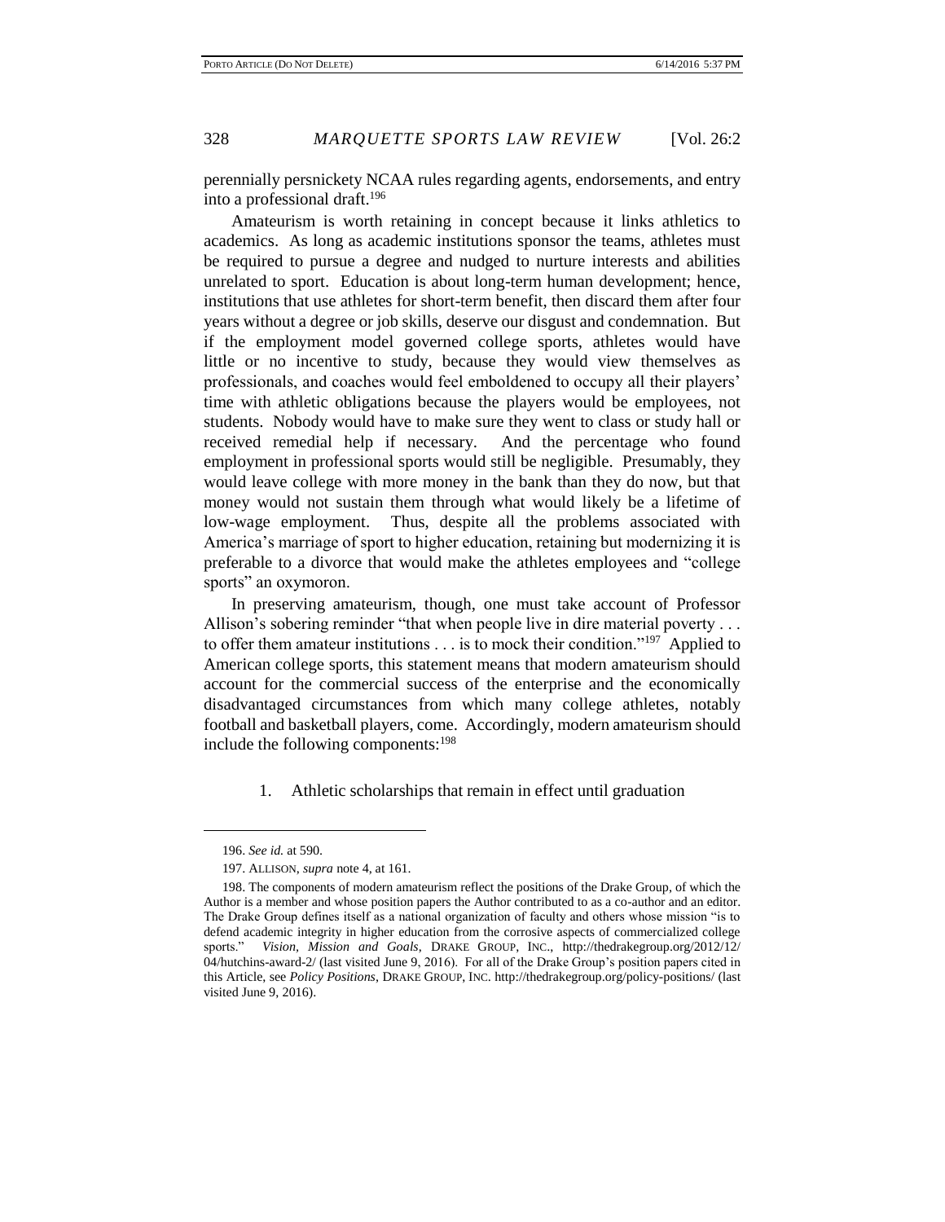perennially persnickety NCAA rules regarding agents, endorsements, and entry into a professional draft.[196]

Amateurism is worth retaining in concept because it links athletics to academics. As long as academic institutions sponsor the teams, athletes must be required to pursue a degree and nudged to nurture interests and abilities unrelated to sport. Education is about long-term human development; hence, institutions that use athletes for short-term benefit, then discard them after four years without a degree or job skills, deserve our disgust and condemnation. But if the employment model governed college sports, athletes would have little or no incentive to study, because they would view themselves as professionals, and coaches would feel emboldened to occupy all their players' time with athletic obligations because the players would be employees, not students. Nobody would have to make sure they went to class or study hall or received remedial help if necessary. And the percentage who found employment in professional sports would still be negligible. Presumably, they would leave college with more money in the bank than they do now, but that money would not sustain them through what would likely be a lifetime of low-wage employment. Thus, despite all the problems associated with America's marriage of sport to higher education, retaining but modernizing it is preferable to a divorce that would make the athletes employees and "college sports" an oxymoron.

In preserving amateurism, though, one must take account of Professor Allison's sobering reminder "that when people live in dire material poverty . . . to offer them amateur institutions . . . is to mock their condition."[197] Applied to American college sports, this statement means that modern amateurism should account for the commercial success of the enterprise and the economically disadvantaged circumstances from which many college athletes, notably football and basketball players, come. Accordingly, modern amateurism should include the following components:[198]

1. Athletic scholarships that remain in effect until graduation

---

196. *See id.* at 590.

197. ALLISON, *supra* note 4, at 161.

198. The components of modern amateurism reflect the positions of the Drake Group, of which the Author is a member and whose position papers the Author contributed to as a co-author and an editor. The Drake Group defines itself as a national organization of faculty and others whose mission "is to defend academic integrity in higher education from the corrosive aspects of commercialized college sports." *Vision, Mission and Goals*, DRAKE GROUP, INC., http://thedrakegroup.org/2012/12/04/hutchins-award-2/ (last visited June 9, 2016). For all of the Drake Group's position papers cited in this Article, see *Policy Positions*, DRAKE GROUP, INC. http://thedrakegroup.org/policy-positions/ (last visited June 9, 2016).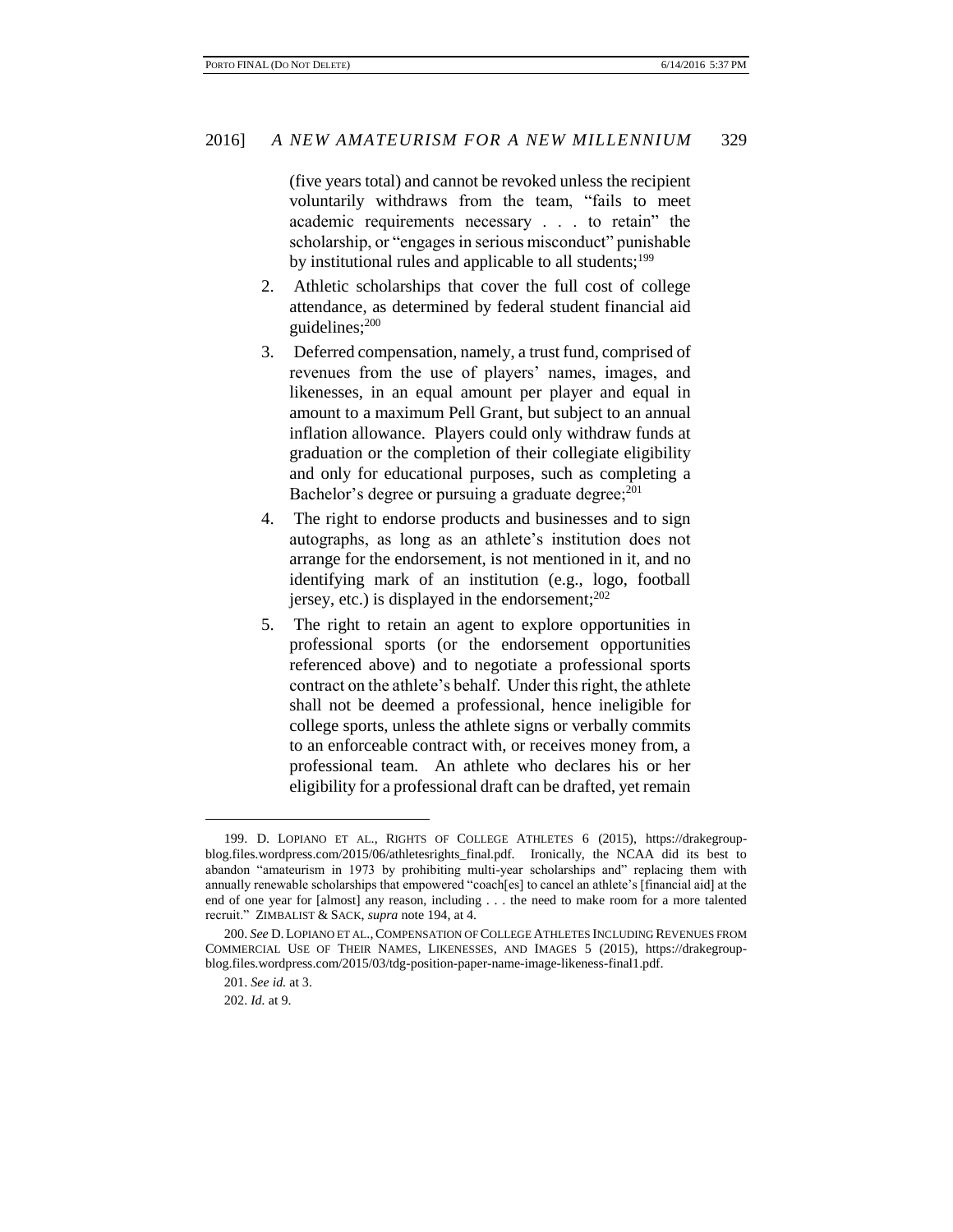(five years total) and cannot be revoked unless the recipient voluntarily withdraws from the team, "fails to meet academic requirements necessary . . . to retain" the scholarship, or "engages in serious misconduct" punishable by institutional rules and applicable to all students;[199]

2. Athletic scholarships that cover the full cost of college attendance, as determined by federal student financial aid guidelines;[200]

3. Deferred compensation, namely, a trust fund, comprised of revenues from the use of players' names, images, and likenesses, in an equal amount per player and equal in amount to a maximum Pell Grant, but subject to an annual inflation allowance. Players could only withdraw funds at graduation or the completion of their collegiate eligibility and only for educational purposes, such as completing a Bachelor's degree or pursuing a graduate degree;[201]

4. The right to endorse products and businesses and to sign autographs, as long as an athlete's institution does not arrange for the endorsement, is not mentioned in it, and no identifying mark of an institution (e.g., logo, football jersey, etc.) is displayed in the endorsement;[202]

5. The right to retain an agent to explore opportunities in professional sports (or the endorsement opportunities referenced above) and to negotiate a professional sports contract on the athlete's behalf. Under this right, the athlete shall not be deemed a professional, hence ineligible for college sports, unless the athlete signs or verbally commits to an enforceable contract with, or receives money from, a professional team. An athlete who declares his or her eligibility for a professional draft can be drafted, yet remain

---

199. D. LOPIANO ET AL., RIGHTS OF COLLEGE ATHLETES 6 (2015), https://drakegroup-blog.files.wordpress.com/2015/06/athletesrights_final.pdf. Ironically, the NCAA did its best to abandon "amateurism in 1973 by prohibiting multi-year scholarships and" replacing them with annually renewable scholarships that empowered "coach[es] to cancel an athlete's [financial aid] at the end of one year for [almost] any reason, including . . . the need to make room for a more talented recruit." ZIMBALIST & SACK, *supra* note 194, at 4.

200. *See* D. LOPIANO ET AL., COMPENSATION OF COLLEGE ATHLETES INCLUDING REVENUES FROM COMMERCIAL USE OF THEIR NAMES, LIKENESSES, AND IMAGES 5 (2015), https://drakegroup-blog.files.wordpress.com/2015/03/tdg-position-paper-name-image-likeness-final1.pdf.

201. *See id.* at 3.

202. *Id.* at 9.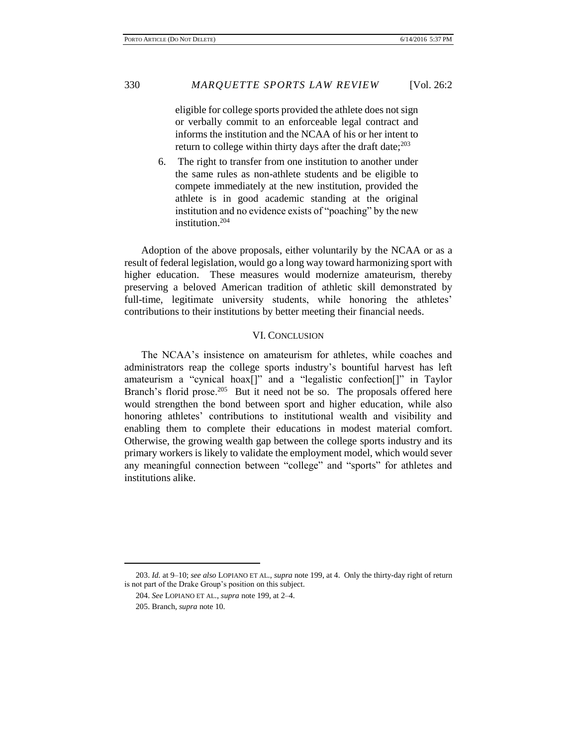eligible for college sports provided the athlete does not sign or verbally commit to an enforceable legal contract and informs the institution and the NCAA of his or her intent to return to college within thirty days after the draft date;[203]

6. The right to transfer from one institution to another under the same rules as non-athlete students and be eligible to compete immediately at the new institution, provided the athlete is in good academic standing at the original institution and no evidence exists of "poaching" by the new institution.[204]

Adoption of the above proposals, either voluntarily by the NCAA or as a result of federal legislation, would go a long way toward harmonizing sport with higher education. These measures would modernize amateurism, thereby preserving a beloved American tradition of athletic skill demonstrated by full-time, legitimate university students, while honoring the athletes' contributions to their institutions by better meeting their financial needs.

## VI. Conclusion

The NCAA's insistence on amateurism for athletes, while coaches and administrators reap the college sports industry's bountiful harvest has left amateurism a "cynical hoax[]" and a "legalistic confection[]" in Taylor Branch's florid prose.[205] But it need not be so. The proposals offered here would strengthen the bond between sport and higher education, while also honoring athletes' contributions to institutional wealth and visibility and enabling them to complete their educations in modest material comfort. Otherwise, the growing wealth gap between the college sports industry and its primary workers is likely to validate the employment model, which would sever any meaningful connection between "college" and "sports" for athletes and institutions alike.

---

203. *Id.* at 9–10; *see also* Lopiano et al., *supra* note 199, at 4. Only the thirty-day right of return is not part of the Drake Group's position on this subject.

204. *See* Lopiano et al., *supra* note 199, at 2–4.

205. Branch, *supra* note 10.